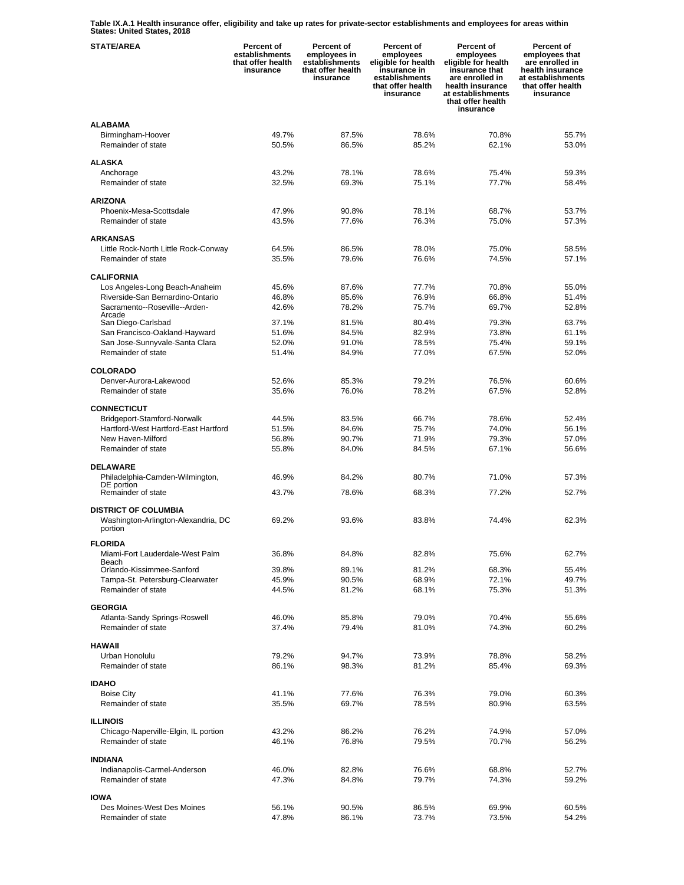**Table IX.A.1 Health insurance offer, eligibility and take up rates for private-sector establishments and employees for areas within States: United States, 2018**

| STATE/AREA | Percent of establishments that offer health insurance | Percent of employees in establishments that offer health insurance | Percent of employees eligible for health insurance in establishments that offer health insurance | Percent of employees eligible for health insurance that are enrolled in health insurance at establishments that offer health insurance | Percent of employees that are enrolled in health insurance at establishments that offer health insurance |
|---|---|---|---|---|---|
| **ALABAMA** | | | | | |
| Birmingham-Hoover | 49.7% | 87.5% | 78.6% | 70.8% | 55.7% |
| Remainder of state | 50.5% | 86.5% | 85.2% | 62.1% | 53.0% |
| **ALASKA** | | | | | |
| Anchorage | 43.2% | 78.1% | 78.6% | 75.4% | 59.3% |
| Remainder of state | 32.5% | 69.3% | 75.1% | 77.7% | 58.4% |
| **ARIZONA** | | | | | |
| Phoenix-Mesa-Scottsdale | 47.9% | 90.8% | 78.1% | 68.7% | 53.7% |
| Remainder of state | 43.5% | 77.6% | 76.3% | 75.0% | 57.3% |
| **ARKANSAS** | | | | | |
| Little Rock-North Little Rock-Conway | 64.5% | 86.5% | 78.0% | 75.0% | 58.5% |
| Remainder of state | 35.5% | 79.6% | 76.6% | 74.5% | 57.1% |
| **CALIFORNIA** | | | | | |
| Los Angeles-Long Beach-Anaheim | 45.6% | 87.6% | 77.7% | 70.8% | 55.0% |
| Riverside-San Bernardino-Ontario | 46.8% | 85.6% | 76.9% | 66.8% | 51.4% |
| Sacramento--Roseville--Arden-Arcade | 42.6% | 78.2% | 75.7% | 69.7% | 52.8% |
| San Diego-Carlsbad | 37.1% | 81.5% | 80.4% | 79.3% | 63.7% |
| San Francisco-Oakland-Hayward | 51.6% | 84.5% | 82.9% | 73.8% | 61.1% |
| San Jose-Sunnyvale-Santa Clara | 52.0% | 91.0% | 78.5% | 75.4% | 59.1% |
| Remainder of state | 51.4% | 84.9% | 77.0% | 67.5% | 52.0% |
| **COLORADO** | | | | | |
| Denver-Aurora-Lakewood | 52.6% | 85.3% | 79.2% | 76.5% | 60.6% |
| Remainder of state | 35.6% | 76.0% | 78.2% | 67.5% | 52.8% |
| **CONNECTICUT** | | | | | |
| Bridgeport-Stamford-Norwalk | 44.5% | 83.5% | 66.7% | 78.6% | 52.4% |
| Hartford-West Hartford-East Hartford | 51.5% | 84.6% | 75.7% | 74.0% | 56.1% |
| New Haven-Milford | 56.8% | 90.7% | 71.9% | 79.3% | 57.0% |
| Remainder of state | 55.8% | 84.0% | 84.5% | 67.1% | 56.6% |
| **DELAWARE** | | | | | |
| Philadelphia-Camden-Wilmington, DE portion | 46.9% | 84.2% | 80.7% | 71.0% | 57.3% |
| Remainder of state | 43.7% | 78.6% | 68.3% | 77.2% | 52.7% |
| **DISTRICT OF COLUMBIA** | | | | | |
| Washington-Arlington-Alexandria, DC portion | 69.2% | 93.6% | 83.8% | 74.4% | 62.3% |
| **FLORIDA** | | | | | |
| Miami-Fort Lauderdale-West Palm Beach | 36.8% | 84.8% | 82.8% | 75.6% | 62.7% |
| Orlando-Kissimmee-Sanford | 39.8% | 89.1% | 81.2% | 68.3% | 55.4% |
| Tampa-St. Petersburg-Clearwater | 45.9% | 90.5% | 68.9% | 72.1% | 49.7% |
| Remainder of state | 44.5% | 81.2% | 68.1% | 75.3% | 51.3% |
| **GEORGIA** | | | | | |
| Atlanta-Sandy Springs-Roswell | 46.0% | 85.8% | 79.0% | 70.4% | 55.6% |
| Remainder of state | 37.4% | 79.4% | 81.0% | 74.3% | 60.2% |
| **HAWAII** | | | | | |
| Urban Honolulu | 79.2% | 94.7% | 73.9% | 78.8% | 58.2% |
| Remainder of state | 86.1% | 98.3% | 81.2% | 85.4% | 69.3% |
| **IDAHO** | | | | | |
| Boise City | 41.1% | 77.6% | 76.3% | 79.0% | 60.3% |
| Remainder of state | 35.5% | 69.7% | 78.5% | 80.9% | 63.5% |
| **ILLINOIS** | | | | | |
| Chicago-Naperville-Elgin, IL portion | 43.2% | 86.2% | 76.2% | 74.9% | 57.0% |
| Remainder of state | 46.1% | 76.8% | 79.5% | 70.7% | 56.2% |
| **INDIANA** | | | | | |
| Indianapolis-Carmel-Anderson | 46.0% | 82.8% | 76.6% | 68.8% | 52.7% |
| Remainder of state | 47.3% | 84.8% | 79.7% | 74.3% | 59.2% |
| **IOWA** | | | | | |
| Des Moines-West Des Moines | 56.1% | 90.5% | 86.5% | 69.9% | 60.5% |
| Remainder of state | 47.8% | 86.1% | 73.7% | 73.5% | 54.2% |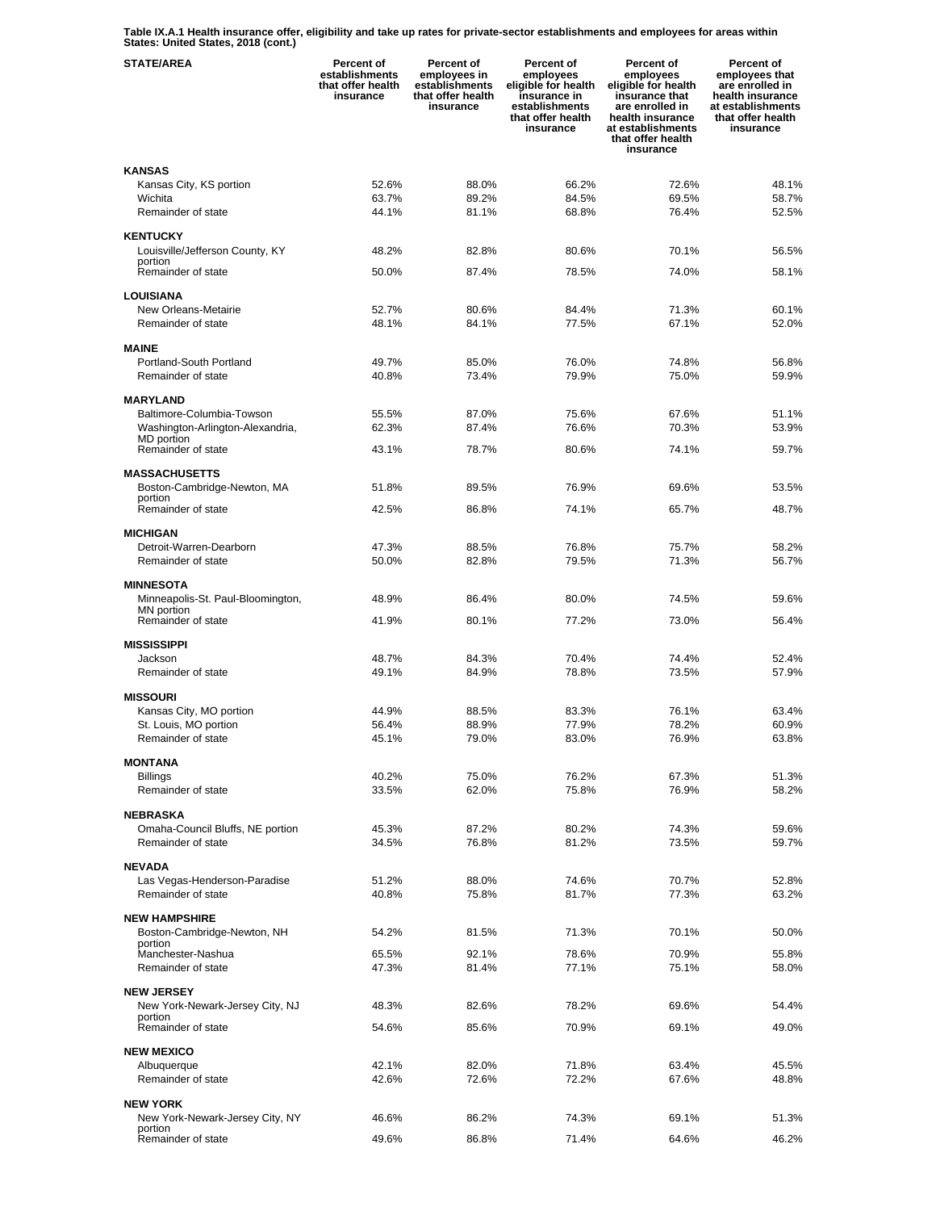**Table IX.A.1 Health insurance offer, eligibility and take up rates for private-sector establishments and employees for areas within States: United States, 2018 (cont.)**

| STATE/AREA | Percent of establishments that offer health insurance | Percent of employees in establishments that offer health insurance | Percent of employees eligible for health insurance in establishments that offer health insurance | Percent of employees eligible for health insurance that are enrolled in health insurance at establishments that offer health insurance | Percent of employees that are enrolled in health insurance at establishments that offer health insurance |
|---|---|---|---|---|---|
| **KANSAS** | | | | | |
| Kansas City, KS portion | 52.6% | 88.0% | 66.2% | 72.6% | 48.1% |
| Wichita | 63.7% | 89.2% | 84.5% | 69.5% | 58.7% |
| Remainder of state | 44.1% | 81.1% | 68.8% | 76.4% | 52.5% |
| **KENTUCKY** | | | | | |
| Louisville/Jefferson County, KY portion | 48.2% | 82.8% | 80.6% | 70.1% | 56.5% |
| Remainder of state | 50.0% | 87.4% | 78.5% | 74.0% | 58.1% |
| **LOUISIANA** | | | | | |
| New Orleans-Metairie | 52.7% | 80.6% | 84.4% | 71.3% | 60.1% |
| Remainder of state | 48.1% | 84.1% | 77.5% | 67.1% | 52.0% |
| **MAINE** | | | | | |
| Portland-South Portland | 49.7% | 85.0% | 76.0% | 74.8% | 56.8% |
| Remainder of state | 40.8% | 73.4% | 79.9% | 75.0% | 59.9% |
| **MARYLAND** | | | | | |
| Baltimore-Columbia-Towson | 55.5% | 87.0% | 75.6% | 67.6% | 51.1% |
| Washington-Arlington-Alexandria, MD portion | 62.3% | 87.4% | 76.6% | 70.3% | 53.9% |
| Remainder of state | 43.1% | 78.7% | 80.6% | 74.1% | 59.7% |
| **MASSACHUSETTS** | | | | | |
| Boston-Cambridge-Newton, MA portion | 51.8% | 89.5% | 76.9% | 69.6% | 53.5% |
| Remainder of state | 42.5% | 86.8% | 74.1% | 65.7% | 48.7% |
| **MICHIGAN** | | | | | |
| Detroit-Warren-Dearborn | 47.3% | 88.5% | 76.8% | 75.7% | 58.2% |
| Remainder of state | 50.0% | 82.8% | 79.5% | 71.3% | 56.7% |
| **MINNESOTA** | | | | | |
| Minneapolis-St. Paul-Bloomington, MN portion | 48.9% | 86.4% | 80.0% | 74.5% | 59.6% |
| Remainder of state | 41.9% | 80.1% | 77.2% | 73.0% | 56.4% |
| **MISSISSIPPI** | | | | | |
| Jackson | 48.7% | 84.3% | 70.4% | 74.4% | 52.4% |
| Remainder of state | 49.1% | 84.9% | 78.8% | 73.5% | 57.9% |
| **MISSOURI** | | | | | |
| Kansas City, MO portion | 44.9% | 88.5% | 83.3% | 76.1% | 63.4% |
| St. Louis, MO portion | 56.4% | 88.9% | 77.9% | 78.2% | 60.9% |
| Remainder of state | 45.1% | 79.0% | 83.0% | 76.9% | 63.8% |
| **MONTANA** | | | | | |
| Billings | 40.2% | 75.0% | 76.2% | 67.3% | 51.3% |
| Remainder of state | 33.5% | 62.0% | 75.8% | 76.9% | 58.2% |
| **NEBRASKA** | | | | | |
| Omaha-Council Bluffs, NE portion | 45.3% | 87.2% | 80.2% | 74.3% | 59.6% |
| Remainder of state | 34.5% | 76.8% | 81.2% | 73.5% | 59.7% |
| **NEVADA** | | | | | |
| Las Vegas-Henderson-Paradise | 51.2% | 88.0% | 74.6% | 70.7% | 52.8% |
| Remainder of state | 40.8% | 75.8% | 81.7% | 77.3% | 63.2% |
| **NEW HAMPSHIRE** | | | | | |
| Boston-Cambridge-Newton, NH portion | 54.2% | 81.5% | 71.3% | 70.1% | 50.0% |
| Manchester-Nashua | 65.5% | 92.1% | 78.6% | 70.9% | 55.8% |
| Remainder of state | 47.3% | 81.4% | 77.1% | 75.1% | 58.0% |
| **NEW JERSEY** | | | | | |
| New York-Newark-Jersey City, NJ portion | 48.3% | 82.6% | 78.2% | 69.6% | 54.4% |
| Remainder of state | 54.6% | 85.6% | 70.9% | 69.1% | 49.0% |
| **NEW MEXICO** | | | | | |
| Albuquerque | 42.1% | 82.0% | 71.8% | 63.4% | 45.5% |
| Remainder of state | 42.6% | 72.6% | 72.2% | 67.6% | 48.8% |
| **NEW YORK** | | | | | |
| New York-Newark-Jersey City, NY portion | 46.6% | 86.2% | 74.3% | 69.1% | 51.3% |
| Remainder of state | 49.6% | 86.8% | 71.4% | 64.6% | 46.2% |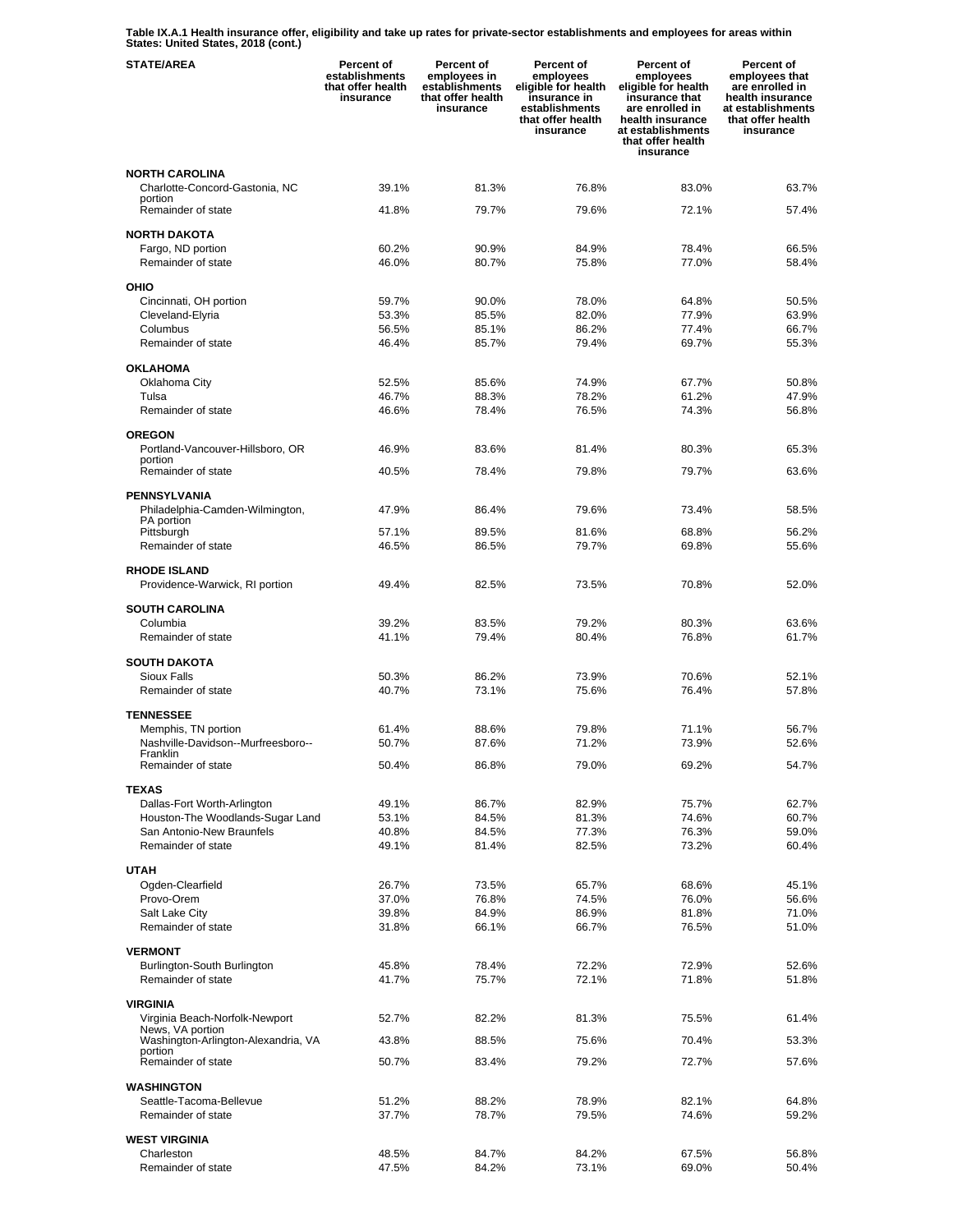**Table IX.A.1 Health insurance offer, eligibility and take up rates for private-sector establishments and employees for areas within States: United States, 2018 (cont.)**

| STATE/AREA | Percent of establishments that offer health insurance | Percent of employees in establishments that offer health insurance | Percent of employees eligible for health insurance in establishments that offer health insurance | Percent of employees eligible for health insurance that are enrolled in health insurance at establishments that offer health insurance | Percent of employees that are enrolled in health insurance at establishments that offer health insurance |
|---|---|---|---|---|---|
| **NORTH CAROLINA** | | | | | |
| Charlotte-Concord-Gastonia, NC portion | 39.1% | 81.3% | 76.8% | 83.0% | 63.7% |
| Remainder of state | 41.8% | 79.7% | 79.6% | 72.1% | 57.4% |
| **NORTH DAKOTA** | | | | | |
| Fargo, ND portion | 60.2% | 90.9% | 84.9% | 78.4% | 66.5% |
| Remainder of state | 46.0% | 80.7% | 75.8% | 77.0% | 58.4% |
| **OHIO** | | | | | |
| Cincinnati, OH portion | 59.7% | 90.0% | 78.0% | 64.8% | 50.5% |
| Cleveland-Elyria | 53.3% | 85.5% | 82.0% | 77.9% | 63.9% |
| Columbus | 56.5% | 85.1% | 86.2% | 77.4% | 66.7% |
| Remainder of state | 46.4% | 85.7% | 79.4% | 69.7% | 55.3% |
| **OKLAHOMA** | | | | | |
| Oklahoma City | 52.5% | 85.6% | 74.9% | 67.7% | 50.8% |
| Tulsa | 46.7% | 88.3% | 78.2% | 61.2% | 47.9% |
| Remainder of state | 46.6% | 78.4% | 76.5% | 74.3% | 56.8% |
| **OREGON** | | | | | |
| Portland-Vancouver-Hillsboro, OR portion | 46.9% | 83.6% | 81.4% | 80.3% | 65.3% |
| Remainder of state | 40.5% | 78.4% | 79.8% | 79.7% | 63.6% |
| **PENNSYLVANIA** | | | | | |
| Philadelphia-Camden-Wilmington, PA portion | 47.9% | 86.4% | 79.6% | 73.4% | 58.5% |
| Pittsburgh | 57.1% | 89.5% | 81.6% | 68.8% | 56.2% |
| Remainder of state | 46.5% | 86.5% | 79.7% | 69.8% | 55.6% |
| **RHODE ISLAND** | | | | | |
| Providence-Warwick, RI portion | 49.4% | 82.5% | 73.5% | 70.8% | 52.0% |
| **SOUTH CAROLINA** | | | | | |
| Columbia | 39.2% | 83.5% | 79.2% | 80.3% | 63.6% |
| Remainder of state | 41.1% | 79.4% | 80.4% | 76.8% | 61.7% |
| **SOUTH DAKOTA** | | | | | |
| Sioux Falls | 50.3% | 86.2% | 73.9% | 70.6% | 52.1% |
| Remainder of state | 40.7% | 73.1% | 75.6% | 76.4% | 57.8% |
| **TENNESSEE** | | | | | |
| Memphis, TN portion | 61.4% | 88.6% | 79.8% | 71.1% | 56.7% |
| Nashville-Davidson--Murfreesboro--Franklin | 50.7% | 87.6% | 71.2% | 73.9% | 52.6% |
| Remainder of state | 50.4% | 86.8% | 79.0% | 69.2% | 54.7% |
| **TEXAS** | | | | | |
| Dallas-Fort Worth-Arlington | 49.1% | 86.7% | 82.9% | 75.7% | 62.7% |
| Houston-The Woodlands-Sugar Land | 53.1% | 84.5% | 81.3% | 74.6% | 60.7% |
| San Antonio-New Braunfels | 40.8% | 84.5% | 77.3% | 76.3% | 59.0% |
| Remainder of state | 49.1% | 81.4% | 82.5% | 73.2% | 60.4% |
| **UTAH** | | | | | |
| Ogden-Clearfield | 26.7% | 73.5% | 65.7% | 68.6% | 45.1% |
| Provo-Orem | 37.0% | 76.8% | 74.5% | 76.0% | 56.6% |
| Salt Lake City | 39.8% | 84.9% | 86.9% | 81.8% | 71.0% |
| Remainder of state | 31.8% | 66.1% | 66.7% | 76.5% | 51.0% |
| **VERMONT** | | | | | |
| Burlington-South Burlington | 45.8% | 78.4% | 72.2% | 72.9% | 52.6% |
| Remainder of state | 41.7% | 75.7% | 72.1% | 71.8% | 51.8% |
| **VIRGINIA** | | | | | |
| Virginia Beach-Norfolk-Newport News, VA portion | 52.7% | 82.2% | 81.3% | 75.5% | 61.4% |
| Washington-Arlington-Alexandria, VA portion | 43.8% | 88.5% | 75.6% | 70.4% | 53.3% |
| Remainder of state | 50.7% | 83.4% | 79.2% | 72.7% | 57.6% |
| **WASHINGTON** | | | | | |
| Seattle-Tacoma-Bellevue | 51.2% | 88.2% | 78.9% | 82.1% | 64.8% |
| Remainder of state | 37.7% | 78.7% | 79.5% | 74.6% | 59.2% |
| **WEST VIRGINIA** | | | | | |
| Charleston | 48.5% | 84.7% | 84.2% | 67.5% | 56.8% |
| Remainder of state | 47.5% | 84.2% | 73.1% | 69.0% | 50.4% |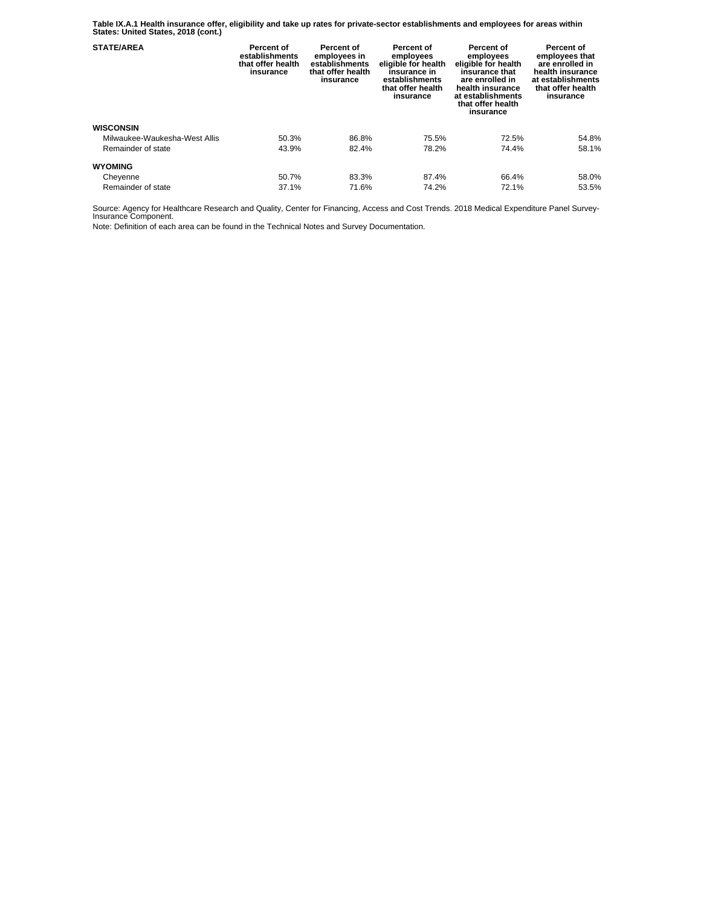**Table IX.A.1 Health insurance offer, eligibility and take up rates for private-sector establishments and employees for areas within States: United States, 2018 (cont.)**

| STATE/AREA | Percent of establishments that offer health insurance | Percent of employees in establishments that offer health insurance | Percent of employees eligible for health insurance in establishments that offer health insurance | Percent of employees eligible for health insurance that are enrolled in health insurance at establishments that offer health insurance | Percent of employees that are enrolled in health insurance at establishments that offer health insurance |
|---|---|---|---|---|---|
| **WISCONSIN** | | | | | |
| Milwaukee-Waukesha-West Allis | 50.3% | 86.8% | 75.5% | 72.5% | 54.8% |
| Remainder of state | 43.9% | 82.4% | 78.2% | 74.4% | 58.1% |
| **WYOMING** | | | | | |
| Cheyenne | 50.7% | 83.3% | 87.4% | 66.4% | 58.0% |
| Remainder of state | 37.1% | 71.6% | 74.2% | 72.1% | 53.5% |

Source: Agency for Healthcare Research and Quality, Center for Financing, Access and Cost Trends. 2018 Medical Expenditure Panel Survey-Insurance Component.

Note: Definition of each area can be found in the Technical Notes and Survey Documentation.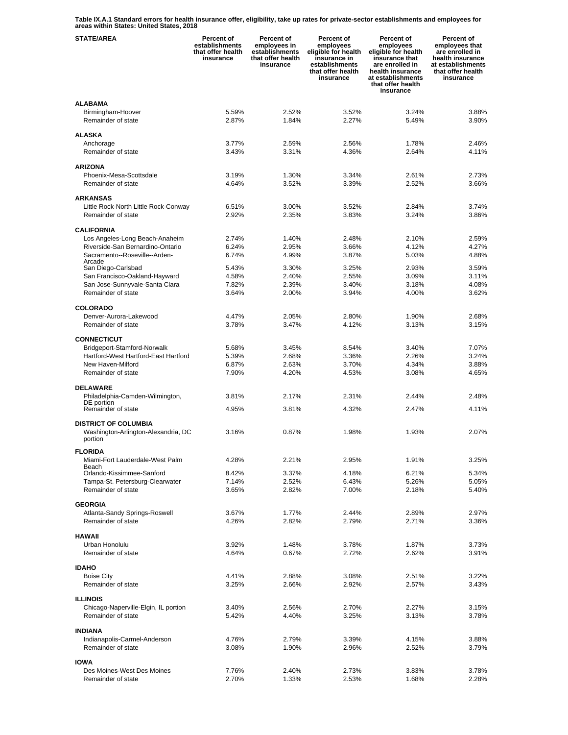**Table IX.A.1 Standard errors for health insurance offer, eligibility, take up rates for private-sector establishments and employees for areas within States: United States, 2018**

| STATE/AREA | Percent of establishments that offer health insurance | Percent of employees in establishments that offer health insurance | Percent of employees eligible for health insurance in establishments that offer health insurance | Percent of employees eligible for health insurance that are enrolled in health insurance at establishments that offer health insurance | Percent of employees that are enrolled in health insurance at establishments that offer health insurance |
|---|---|---|---|---|---|
| **ALABAMA** | | | | | |
| Birmingham-Hoover | 5.59% | 2.52% | 3.52% | 3.24% | 3.88% |
| Remainder of state | 2.87% | 1.84% | 2.27% | 5.49% | 3.90% |
| **ALASKA** | | | | | |
| Anchorage | 3.77% | 2.59% | 2.56% | 1.78% | 2.46% |
| Remainder of state | 3.43% | 3.31% | 4.36% | 2.64% | 4.11% |
| **ARIZONA** | | | | | |
| Phoenix-Mesa-Scottsdale | 3.19% | 1.30% | 3.34% | 2.61% | 2.73% |
| Remainder of state | 4.64% | 3.52% | 3.39% | 2.52% | 3.66% |
| **ARKANSAS** | | | | | |
| Little Rock-North Little Rock-Conway | 6.51% | 3.00% | 3.52% | 2.84% | 3.74% |
| Remainder of state | 2.92% | 2.35% | 3.83% | 3.24% | 3.86% |
| **CALIFORNIA** | | | | | |
| Los Angeles-Long Beach-Anaheim | 2.74% | 1.40% | 2.48% | 2.10% | 2.59% |
| Riverside-San Bernardino-Ontario | 6.24% | 2.95% | 3.66% | 4.12% | 4.27% |
| Sacramento--Roseville--Arden-Arcade | 6.74% | 4.99% | 3.87% | 5.03% | 4.88% |
| San Diego-Carlsbad | 5.43% | 3.30% | 3.25% | 2.93% | 3.59% |
| San Francisco-Oakland-Hayward | 4.58% | 2.40% | 2.55% | 3.09% | 3.11% |
| San Jose-Sunnyvale-Santa Clara | 7.82% | 2.39% | 3.40% | 3.18% | 4.08% |
| Remainder of state | 3.64% | 2.00% | 3.94% | 4.00% | 3.62% |
| **COLORADO** | | | | | |
| Denver-Aurora-Lakewood | 4.47% | 2.05% | 2.80% | 1.90% | 2.68% |
| Remainder of state | 3.78% | 3.47% | 4.12% | 3.13% | 3.15% |
| **CONNECTICUT** | | | | | |
| Bridgeport-Stamford-Norwalk | 5.68% | 3.45% | 8.54% | 3.40% | 7.07% |
| Hartford-West Hartford-East Hartford | 5.39% | 2.68% | 3.36% | 2.26% | 3.24% |
| New Haven-Milford | 6.87% | 2.63% | 3.70% | 4.34% | 3.88% |
| Remainder of state | 7.90% | 4.20% | 4.53% | 3.08% | 4.65% |
| **DELAWARE** | | | | | |
| Philadelphia-Camden-Wilmington, DE portion | 3.81% | 2.17% | 2.31% | 2.44% | 2.48% |
| Remainder of state | 4.95% | 3.81% | 4.32% | 2.47% | 4.11% |
| **DISTRICT OF COLUMBIA** | | | | | |
| Washington-Arlington-Alexandria, DC portion | 3.16% | 0.87% | 1.98% | 1.93% | 2.07% |
| **FLORIDA** | | | | | |
| Miami-Fort Lauderdale-West Palm Beach | 4.28% | 2.21% | 2.95% | 1.91% | 3.25% |
| Orlando-Kissimmee-Sanford | 8.42% | 3.37% | 4.18% | 6.21% | 5.34% |
| Tampa-St. Petersburg-Clearwater | 7.14% | 2.52% | 6.43% | 5.26% | 5.05% |
| Remainder of state | 3.65% | 2.82% | 7.00% | 2.18% | 5.40% |
| **GEORGIA** | | | | | |
| Atlanta-Sandy Springs-Roswell | 3.67% | 1.77% | 2.44% | 2.89% | 2.97% |
| Remainder of state | 4.26% | 2.82% | 2.79% | 2.71% | 3.36% |
| **HAWAII** | | | | | |
| Urban Honolulu | 3.92% | 1.48% | 3.78% | 1.87% | 3.73% |
| Remainder of state | 4.64% | 0.67% | 2.72% | 2.62% | 3.91% |
| **IDAHO** | | | | | |
| Boise City | 4.41% | 2.88% | 3.08% | 2.51% | 3.22% |
| Remainder of state | 3.25% | 2.66% | 2.92% | 2.57% | 3.43% |
| **ILLINOIS** | | | | | |
| Chicago-Naperville-Elgin, IL portion | 3.40% | 2.56% | 2.70% | 2.27% | 3.15% |
| Remainder of state | 5.42% | 4.40% | 3.25% | 3.13% | 3.78% |
| **INDIANA** | | | | | |
| Indianapolis-Carmel-Anderson | 4.76% | 2.79% | 3.39% | 4.15% | 3.88% |
| Remainder of state | 3.08% | 1.90% | 2.96% | 2.52% | 3.79% |
| **IOWA** | | | | | |
| Des Moines-West Des Moines | 7.76% | 2.40% | 2.73% | 3.83% | 3.78% |
| Remainder of state | 2.70% | 1.33% | 2.53% | 1.68% | 2.28% |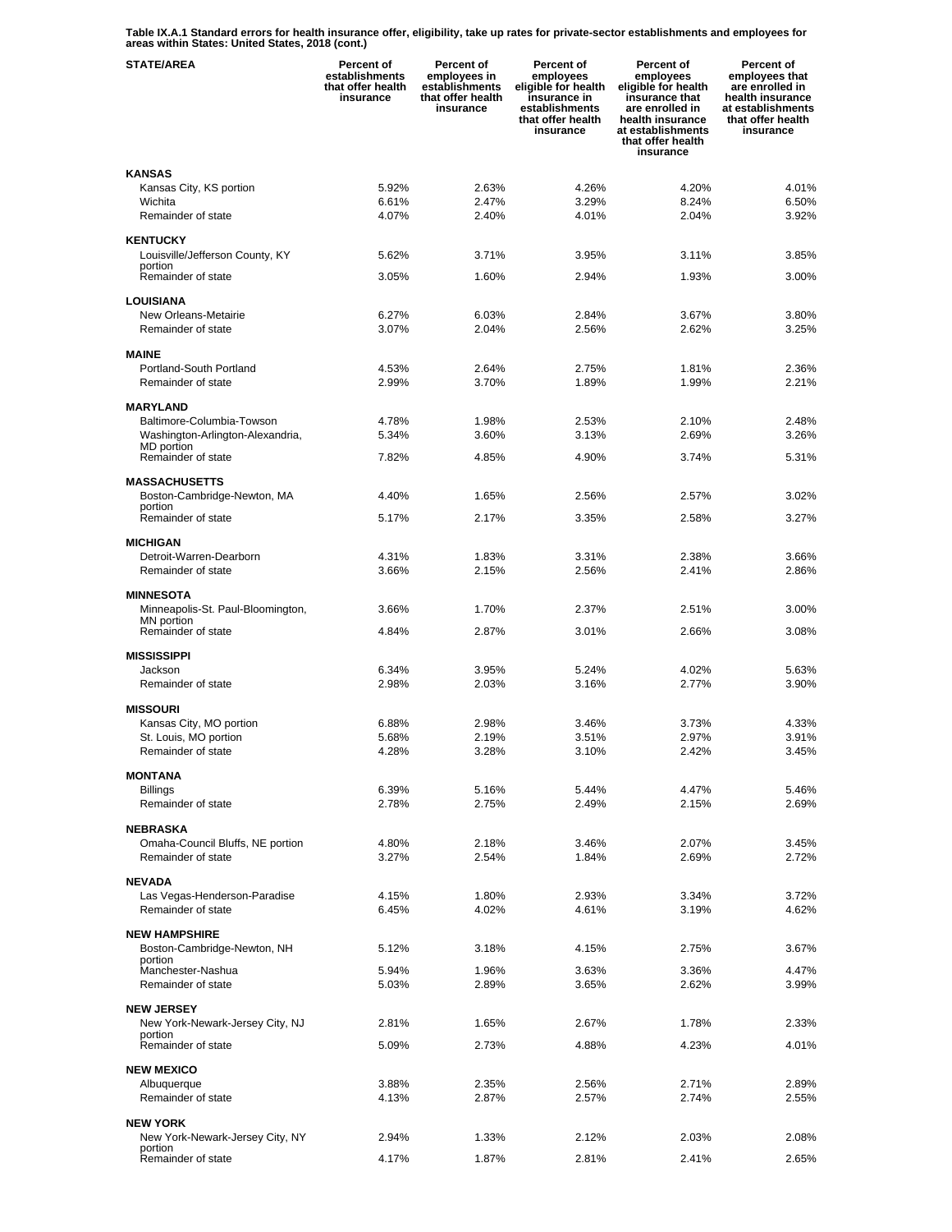**Table IX.A.1 Standard errors for health insurance offer, eligibility, take up rates for private-sector establishments and employees for areas within States: United States, 2018 (cont.)**

| STATE/AREA | Percent of establishments that offer health insurance | Percent of employees in establishments that offer health insurance | Percent of employees eligible for health insurance in establishments that offer health insurance | Percent of employees eligible for health insurance that are enrolled in health insurance at establishments that offer health insurance | Percent of employees that are enrolled in health insurance at establishments that offer health insurance |
|---|---|---|---|---|---|
| **KANSAS** | | | | | |
| Kansas City, KS portion | 5.92% | 2.63% | 4.26% | 4.20% | 4.01% |
| Wichita | 6.61% | 2.47% | 3.29% | 8.24% | 6.50% |
| Remainder of state | 4.07% | 2.40% | 4.01% | 2.04% | 3.92% |
| **KENTUCKY** | | | | | |
| Louisville/Jefferson County, KY portion | 5.62% | 3.71% | 3.95% | 3.11% | 3.85% |
| Remainder of state | 3.05% | 1.60% | 2.94% | 1.93% | 3.00% |
| **LOUISIANA** | | | | | |
| New Orleans-Metairie | 6.27% | 6.03% | 2.84% | 3.67% | 3.80% |
| Remainder of state | 3.07% | 2.04% | 2.56% | 2.62% | 3.25% |
| **MAINE** | | | | | |
| Portland-South Portland | 4.53% | 2.64% | 2.75% | 1.81% | 2.36% |
| Remainder of state | 2.99% | 3.70% | 1.89% | 1.99% | 2.21% |
| **MARYLAND** | | | | | |
| Baltimore-Columbia-Towson | 4.78% | 1.98% | 2.53% | 2.10% | 2.48% |
| Washington-Arlington-Alexandria, MD portion | 5.34% | 3.60% | 3.13% | 2.69% | 3.26% |
| Remainder of state | 7.82% | 4.85% | 4.90% | 3.74% | 5.31% |
| **MASSACHUSETTS** | | | | | |
| Boston-Cambridge-Newton, MA portion | 4.40% | 1.65% | 2.56% | 2.57% | 3.02% |
| Remainder of state | 5.17% | 2.17% | 3.35% | 2.58% | 3.27% |
| **MICHIGAN** | | | | | |
| Detroit-Warren-Dearborn | 4.31% | 1.83% | 3.31% | 2.38% | 3.66% |
| Remainder of state | 3.66% | 2.15% | 2.56% | 2.41% | 2.86% |
| **MINNESOTA** | | | | | |
| Minneapolis-St. Paul-Bloomington, MN portion | 3.66% | 1.70% | 2.37% | 2.51% | 3.00% |
| Remainder of state | 4.84% | 2.87% | 3.01% | 2.66% | 3.08% |
| **MISSISSIPPI** | | | | | |
| Jackson | 6.34% | 3.95% | 5.24% | 4.02% | 5.63% |
| Remainder of state | 2.98% | 2.03% | 3.16% | 2.77% | 3.90% |
| **MISSOURI** | | | | | |
| Kansas City, MO portion | 6.88% | 2.98% | 3.46% | 3.73% | 4.33% |
| St. Louis, MO portion | 5.68% | 2.19% | 3.51% | 2.97% | 3.91% |
| Remainder of state | 4.28% | 3.28% | 3.10% | 2.42% | 3.45% |
| **MONTANA** | | | | | |
| Billings | 6.39% | 5.16% | 5.44% | 4.47% | 5.46% |
| Remainder of state | 2.78% | 2.75% | 2.49% | 2.15% | 2.69% |
| **NEBRASKA** | | | | | |
| Omaha-Council Bluffs, NE portion | 4.80% | 2.18% | 3.46% | 2.07% | 3.45% |
| Remainder of state | 3.27% | 2.54% | 1.84% | 2.69% | 2.72% |
| **NEVADA** | | | | | |
| Las Vegas-Henderson-Paradise | 4.15% | 1.80% | 2.93% | 3.34% | 3.72% |
| Remainder of state | 6.45% | 4.02% | 4.61% | 3.19% | 4.62% |
| **NEW HAMPSHIRE** | | | | | |
| Boston-Cambridge-Newton, NH portion | 5.12% | 3.18% | 4.15% | 2.75% | 3.67% |
| Manchester-Nashua | 5.94% | 1.96% | 3.63% | 3.36% | 4.47% |
| Remainder of state | 5.03% | 2.89% | 3.65% | 2.62% | 3.99% |
| **NEW JERSEY** | | | | | |
| New York-Newark-Jersey City, NJ portion | 2.81% | 1.65% | 2.67% | 1.78% | 2.33% |
| Remainder of state | 5.09% | 2.73% | 4.88% | 4.23% | 4.01% |
| **NEW MEXICO** | | | | | |
| Albuquerque | 3.88% | 2.35% | 2.56% | 2.71% | 2.89% |
| Remainder of state | 4.13% | 2.87% | 2.57% | 2.74% | 2.55% |
| **NEW YORK** | | | | | |
| New York-Newark-Jersey City, NY portion | 2.94% | 1.33% | 2.12% | 2.03% | 2.08% |
| Remainder of state | 4.17% | 1.87% | 2.81% | 2.41% | 2.65% |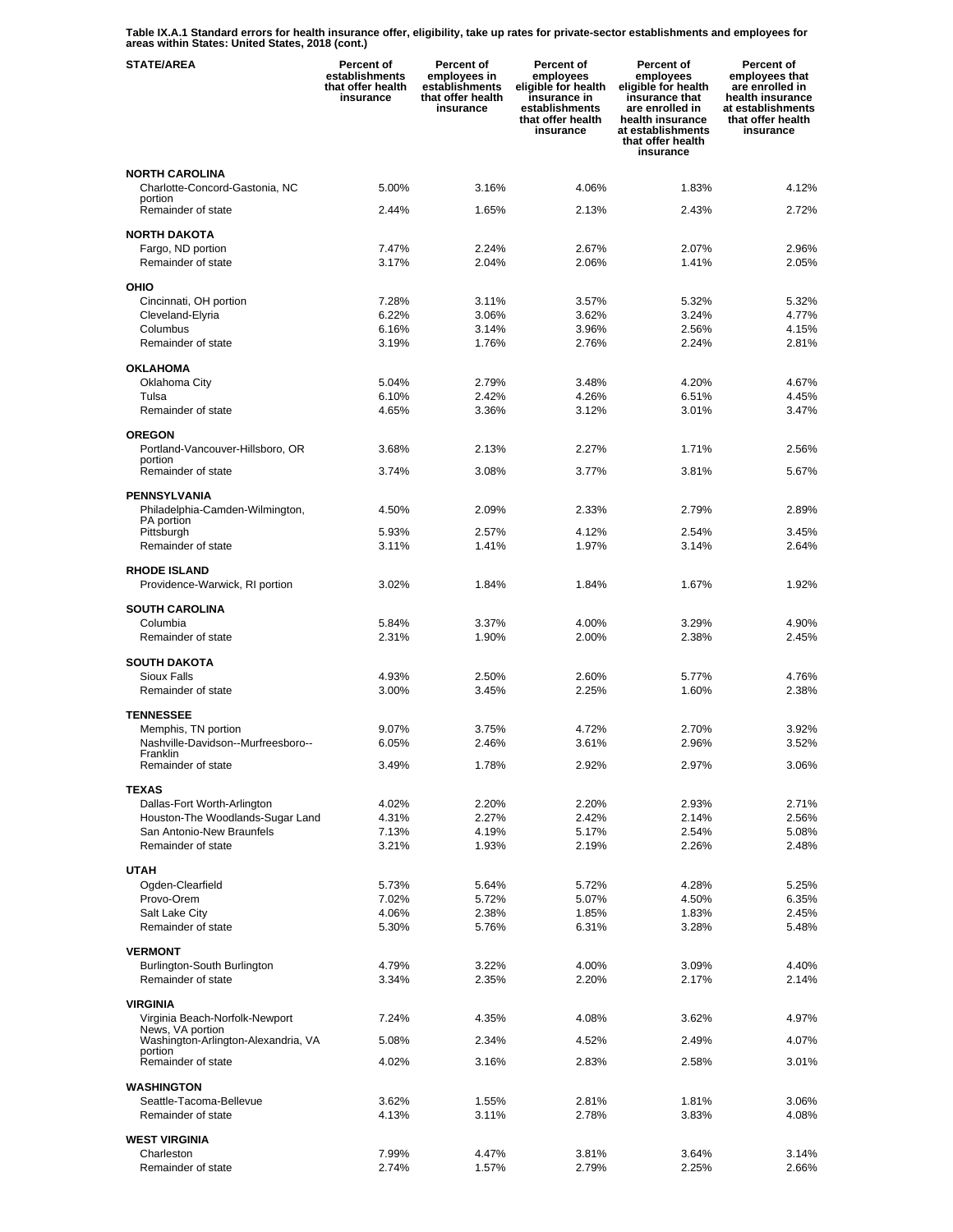**Table IX.A.1 Standard errors for health insurance offer, eligibility, take up rates for private-sector establishments and employees for areas within States: United States, 2018 (cont.)**

| STATE/AREA | Percent of establishments that offer health insurance | Percent of employees in establishments that offer health insurance | Percent of employees eligible for health insurance in establishments that offer health insurance | Percent of employees eligible for health insurance that are enrolled in health insurance at establishments that offer health insurance | Percent of employees that are enrolled in health insurance at establishments that offer health insurance |
|---|---|---|---|---|---|
| **NORTH CAROLINA** | | | | | |
| Charlotte-Concord-Gastonia, NC portion | 5.00% | 3.16% | 4.06% | 1.83% | 4.12% |
| Remainder of state | 2.44% | 1.65% | 2.13% | 2.43% | 2.72% |
| **NORTH DAKOTA** | | | | | |
| Fargo, ND portion | 7.47% | 2.24% | 2.67% | 2.07% | 2.96% |
| Remainder of state | 3.17% | 2.04% | 2.06% | 1.41% | 2.05% |
| **OHIO** | | | | | |
| Cincinnati, OH portion | 7.28% | 3.11% | 3.57% | 5.32% | 5.32% |
| Cleveland-Elyria | 6.22% | 3.06% | 3.62% | 3.24% | 4.77% |
| Columbus | 6.16% | 3.14% | 3.96% | 2.56% | 4.15% |
| Remainder of state | 3.19% | 1.76% | 2.76% | 2.24% | 2.81% |
| **OKLAHOMA** | | | | | |
| Oklahoma City | 5.04% | 2.79% | 3.48% | 4.20% | 4.67% |
| Tulsa | 6.10% | 2.42% | 4.26% | 6.51% | 4.45% |
| Remainder of state | 4.65% | 3.36% | 3.12% | 3.01% | 3.47% |
| **OREGON** | | | | | |
| Portland-Vancouver-Hillsboro, OR portion | 3.68% | 2.13% | 2.27% | 1.71% | 2.56% |
| Remainder of state | 3.74% | 3.08% | 3.77% | 3.81% | 5.67% |
| **PENNSYLVANIA** | | | | | |
| Philadelphia-Camden-Wilmington, PA portion | 4.50% | 2.09% | 2.33% | 2.79% | 2.89% |
| Pittsburgh | 5.93% | 2.57% | 4.12% | 2.54% | 3.45% |
| Remainder of state | 3.11% | 1.41% | 1.97% | 3.14% | 2.64% |
| **RHODE ISLAND** | | | | | |
| Providence-Warwick, RI portion | 3.02% | 1.84% | 1.84% | 1.67% | 1.92% |
| **SOUTH CAROLINA** | | | | | |
| Columbia | 5.84% | 3.37% | 4.00% | 3.29% | 4.90% |
| Remainder of state | 2.31% | 1.90% | 2.00% | 2.38% | 2.45% |
| **SOUTH DAKOTA** | | | | | |
| Sioux Falls | 4.93% | 2.50% | 2.60% | 5.77% | 4.76% |
| Remainder of state | 3.00% | 3.45% | 2.25% | 1.60% | 2.38% |
| **TENNESSEE** | | | | | |
| Memphis, TN portion | 9.07% | 3.75% | 4.72% | 2.70% | 3.92% |
| Nashville-Davidson--Murfreesboro--Franklin | 6.05% | 2.46% | 3.61% | 2.96% | 3.52% |
| Remainder of state | 3.49% | 1.78% | 2.92% | 2.97% | 3.06% |
| **TEXAS** | | | | | |
| Dallas-Fort Worth-Arlington | 4.02% | 2.20% | 2.20% | 2.93% | 2.71% |
| Houston-The Woodlands-Sugar Land | 4.31% | 2.27% | 2.42% | 2.14% | 2.56% |
| San Antonio-New Braunfels | 7.13% | 4.19% | 5.17% | 2.54% | 5.08% |
| Remainder of state | 3.21% | 1.93% | 2.19% | 2.26% | 2.48% |
| **UTAH** | | | | | |
| Ogden-Clearfield | 5.73% | 5.64% | 5.72% | 4.28% | 5.25% |
| Provo-Orem | 7.02% | 5.72% | 5.07% | 4.50% | 6.35% |
| Salt Lake City | 4.06% | 2.38% | 1.85% | 1.83% | 2.45% |
| Remainder of state | 5.30% | 5.76% | 6.31% | 3.28% | 5.48% |
| **VERMONT** | | | | | |
| Burlington-South Burlington | 4.79% | 3.22% | 4.00% | 3.09% | 4.40% |
| Remainder of state | 3.34% | 2.35% | 2.20% | 2.17% | 2.14% |
| **VIRGINIA** | | | | | |
| Virginia Beach-Norfolk-Newport News, VA portion | 7.24% | 4.35% | 4.08% | 3.62% | 4.97% |
| Washington-Arlington-Alexandria, VA portion | 5.08% | 2.34% | 4.52% | 2.49% | 4.07% |
| Remainder of state | 4.02% | 3.16% | 2.83% | 2.58% | 3.01% |
| **WASHINGTON** | | | | | |
| Seattle-Tacoma-Bellevue | 3.62% | 1.55% | 2.81% | 1.81% | 3.06% |
| Remainder of state | 4.13% | 3.11% | 2.78% | 3.83% | 4.08% |
| **WEST VIRGINIA** | | | | | |
| Charleston | 7.99% | 4.47% | 3.81% | 3.64% | 3.14% |
| Remainder of state | 2.74% | 1.57% | 2.79% | 2.25% | 2.66% |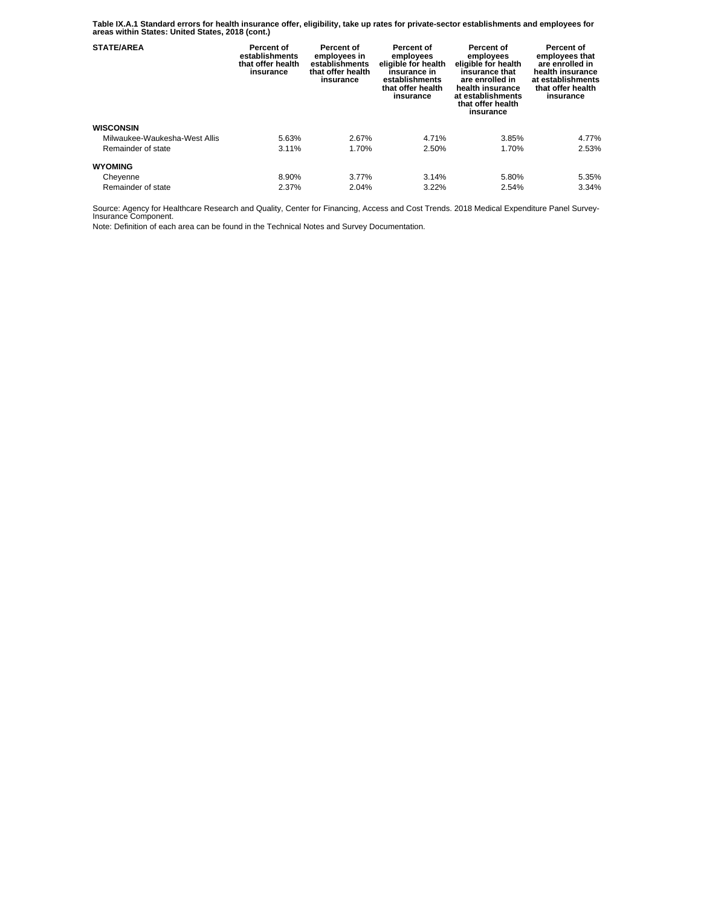**Table IX.A.1 Standard errors for health insurance offer, eligibility, take up rates for private-sector establishments and employees for areas within States: United States, 2018 (cont.)**

| STATE/AREA | Percent of establishments that offer health insurance | Percent of employees in establishments that offer health insurance | Percent of employees eligible for health insurance in establishments that offer health insurance | Percent of employees eligible for health insurance that are enrolled in health insurance at establishments that offer health insurance | Percent of employees that are enrolled in health insurance at establishments that offer health insurance |
|---|---|---|---|---|---|
| **WISCONSIN** | | | | | |
| Milwaukee-Waukesha-West Allis | 5.63% | 2.67% | 4.71% | 3.85% | 4.77% |
| Remainder of state | 3.11% | 1.70% | 2.50% | 1.70% | 2.53% |
| **WYOMING** | | | | | |
| Cheyenne | 8.90% | 3.77% | 3.14% | 5.80% | 5.35% |
| Remainder of state | 2.37% | 2.04% | 3.22% | 2.54% | 3.34% |

Source: Agency for Healthcare Research and Quality, Center for Financing, Access and Cost Trends. 2018 Medical Expenditure Panel Survey-Insurance Component.

Note: Definition of each area can be found in the Technical Notes and Survey Documentation.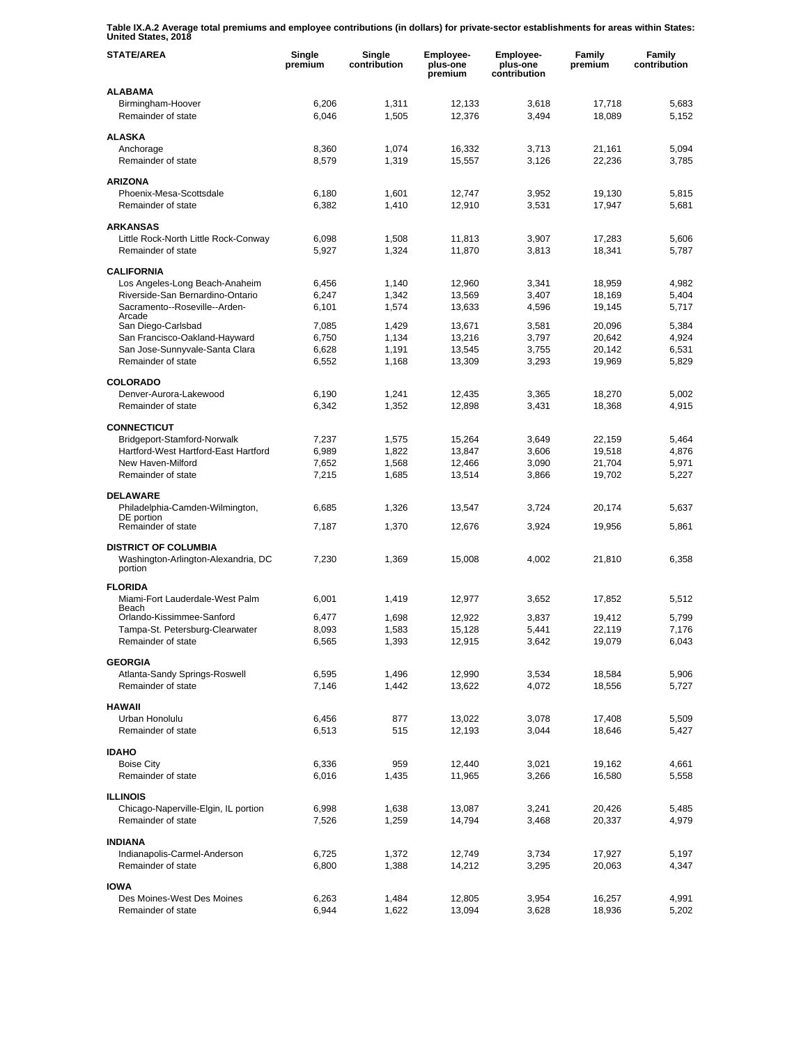**Table IX.A.2 Average total premiums and employee contributions (in dollars) for private-sector establishments for areas within States: United States, 2018**

| STATE/AREA | Single premium | Single contribution | Employee-plus-one premium | Employee-plus-one contribution | Family premium | Family contribution |
|---|---|---|---|---|---|---|
| **ALABAMA** | | | | | | |
| Birmingham-Hoover | 6,206 | 1,311 | 12,133 | 3,618 | 17,718 | 5,683 |
| Remainder of state | 6,046 | 1,505 | 12,376 | 3,494 | 18,089 | 5,152 |
| **ALASKA** | | | | | | |
| Anchorage | 8,360 | 1,074 | 16,332 | 3,713 | 21,161 | 5,094 |
| Remainder of state | 8,579 | 1,319 | 15,557 | 3,126 | 22,236 | 3,785 |
| **ARIZONA** | | | | | | |
| Phoenix-Mesa-Scottsdale | 6,180 | 1,601 | 12,747 | 3,952 | 19,130 | 5,815 |
| Remainder of state | 6,382 | 1,410 | 12,910 | 3,531 | 17,947 | 5,681 |
| **ARKANSAS** | | | | | | |
| Little Rock-North Little Rock-Conway | 6,098 | 1,508 | 11,813 | 3,907 | 17,283 | 5,606 |
| Remainder of state | 5,927 | 1,324 | 11,870 | 3,813 | 18,341 | 5,787 |
| **CALIFORNIA** | | | | | | |
| Los Angeles-Long Beach-Anaheim | 6,456 | 1,140 | 12,960 | 3,341 | 18,959 | 4,982 |
| Riverside-San Bernardino-Ontario | 6,247 | 1,342 | 13,569 | 3,407 | 18,169 | 5,404 |
| Sacramento--Roseville--Arden-Arcade | 6,101 | 1,574 | 13,633 | 4,596 | 19,145 | 5,717 |
| San Diego-Carlsbad | 7,085 | 1,429 | 13,671 | 3,581 | 20,096 | 5,384 |
| San Francisco-Oakland-Hayward | 6,750 | 1,134 | 13,216 | 3,797 | 20,642 | 4,924 |
| San Jose-Sunnyvale-Santa Clara | 6,628 | 1,191 | 13,545 | 3,755 | 20,142 | 6,531 |
| Remainder of state | 6,552 | 1,168 | 13,309 | 3,293 | 19,969 | 5,829 |
| **COLORADO** | | | | | | |
| Denver-Aurora-Lakewood | 6,190 | 1,241 | 12,435 | 3,365 | 18,270 | 5,002 |
| Remainder of state | 6,342 | 1,352 | 12,898 | 3,431 | 18,368 | 4,915 |
| **CONNECTICUT** | | | | | | |
| Bridgeport-Stamford-Norwalk | 7,237 | 1,575 | 15,264 | 3,649 | 22,159 | 5,464 |
| Hartford-West Hartford-East Hartford | 6,989 | 1,822 | 13,847 | 3,606 | 19,518 | 4,876 |
| New Haven-Milford | 7,652 | 1,568 | 12,466 | 3,090 | 21,704 | 5,971 |
| Remainder of state | 7,215 | 1,685 | 13,514 | 3,866 | 19,702 | 5,227 |
| **DELAWARE** | | | | | | |
| Philadelphia-Camden-Wilmington, DE portion | 6,685 | 1,326 | 13,547 | 3,724 | 20,174 | 5,637 |
| Remainder of state | 7,187 | 1,370 | 12,676 | 3,924 | 19,956 | 5,861 |
| **DISTRICT OF COLUMBIA** | | | | | | |
| Washington-Arlington-Alexandria, DC portion | 7,230 | 1,369 | 15,008 | 4,002 | 21,810 | 6,358 |
| **FLORIDA** | | | | | | |
| Miami-Fort Lauderdale-West Palm Beach | 6,001 | 1,419 | 12,977 | 3,652 | 17,852 | 5,512 |
| Orlando-Kissimmee-Sanford | 6,477 | 1,698 | 12,922 | 3,837 | 19,412 | 5,799 |
| Tampa-St. Petersburg-Clearwater | 8,093 | 1,583 | 15,128 | 5,441 | 22,119 | 7,176 |
| Remainder of state | 6,565 | 1,393 | 12,915 | 3,642 | 19,079 | 6,043 |
| **GEORGIA** | | | | | | |
| Atlanta-Sandy Springs-Roswell | 6,595 | 1,496 | 12,990 | 3,534 | 18,584 | 5,906 |
| Remainder of state | 7,146 | 1,442 | 13,622 | 4,072 | 18,556 | 5,727 |
| **HAWAII** | | | | | | |
| Urban Honolulu | 6,456 | 877 | 13,022 | 3,078 | 17,408 | 5,509 |
| Remainder of state | 6,513 | 515 | 12,193 | 3,044 | 18,646 | 5,427 |
| **IDAHO** | | | | | | |
| Boise City | 6,336 | 959 | 12,440 | 3,021 | 19,162 | 4,661 |
| Remainder of state | 6,016 | 1,435 | 11,965 | 3,266 | 16,580 | 5,558 |
| **ILLINOIS** | | | | | | |
| Chicago-Naperville-Elgin, IL portion | 6,998 | 1,638 | 13,087 | 3,241 | 20,426 | 5,485 |
| Remainder of state | 7,526 | 1,259 | 14,794 | 3,468 | 20,337 | 4,979 |
| **INDIANA** | | | | | | |
| Indianapolis-Carmel-Anderson | 6,725 | 1,372 | 12,749 | 3,734 | 17,927 | 5,197 |
| Remainder of state | 6,800 | 1,388 | 14,212 | 3,295 | 20,063 | 4,347 |
| **IOWA** | | | | | | |
| Des Moines-West Des Moines | 6,263 | 1,484 | 12,805 | 3,954 | 16,257 | 4,991 |
| Remainder of state | 6,944 | 1,622 | 13,094 | 3,628 | 18,936 | 5,202 |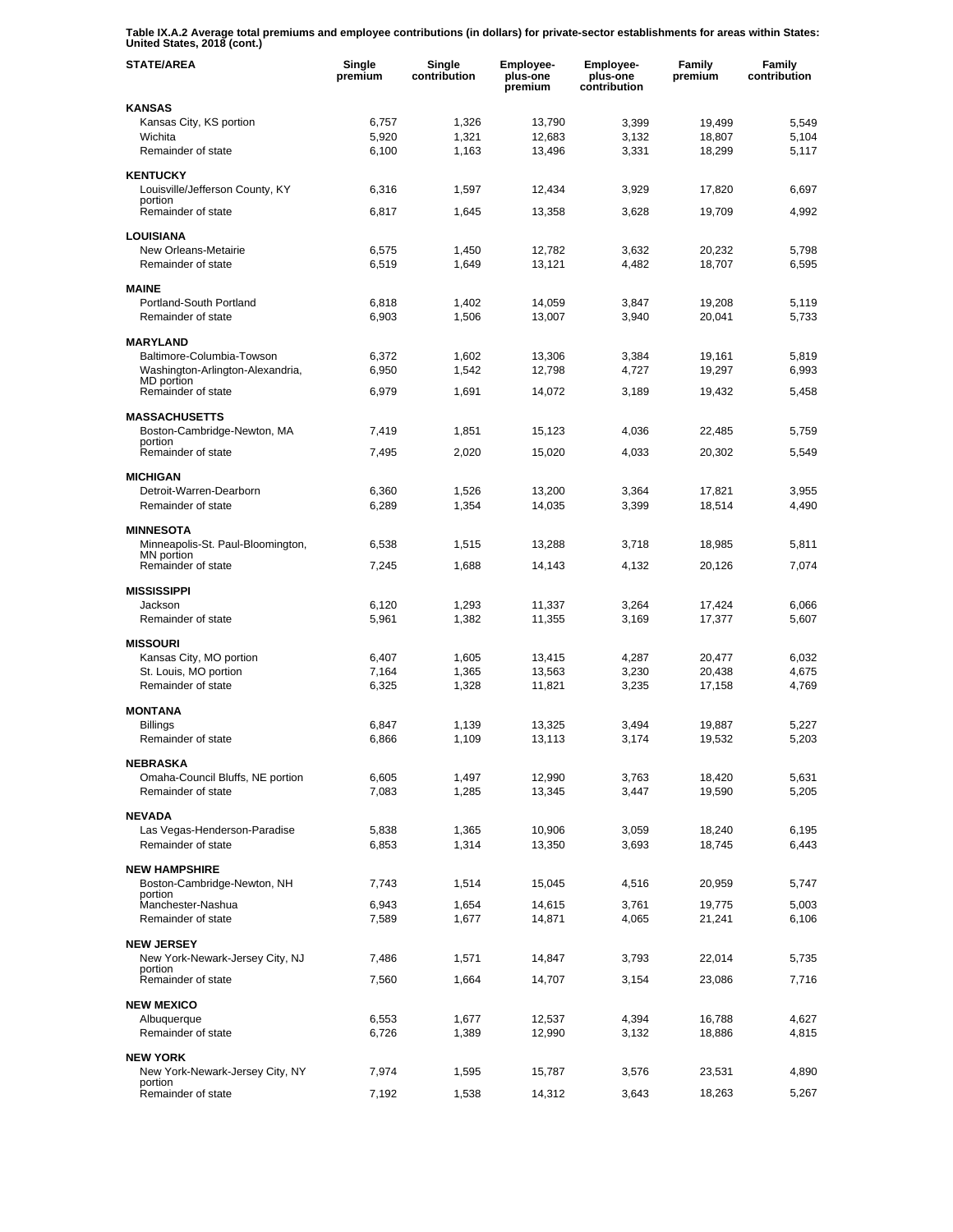**Table IX.A.2 Average total premiums and employee contributions (in dollars) for private-sector establishments for areas within States: United States, 2018 (cont.)**

| STATE/AREA | Single premium | Single contribution | Employee-plus-one premium | Employee-plus-one contribution | Family premium | Family contribution |
|---|---|---|---|---|---|---|
| **KANSAS** | | | | | | |
| Kansas City, KS portion | 6,757 | 1,326 | 13,790 | 3,399 | 19,499 | 5,549 |
| Wichita | 5,920 | 1,321 | 12,683 | 3,132 | 18,807 | 5,104 |
| Remainder of state | 6,100 | 1,163 | 13,496 | 3,331 | 18,299 | 5,117 |
| **KENTUCKY** | | | | | | |
| Louisville/Jefferson County, KY portion | 6,316 | 1,597 | 12,434 | 3,929 | 17,820 | 6,697 |
| Remainder of state | 6,817 | 1,645 | 13,358 | 3,628 | 19,709 | 4,992 |
| **LOUISIANA** | | | | | | |
| New Orleans-Metairie | 6,575 | 1,450 | 12,782 | 3,632 | 20,232 | 5,798 |
| Remainder of state | 6,519 | 1,649 | 13,121 | 4,482 | 18,707 | 6,595 |
| **MAINE** | | | | | | |
| Portland-South Portland | 6,818 | 1,402 | 14,059 | 3,847 | 19,208 | 5,119 |
| Remainder of state | 6,903 | 1,506 | 13,007 | 3,940 | 20,041 | 5,733 |
| **MARYLAND** | | | | | | |
| Baltimore-Columbia-Towson | 6,372 | 1,602 | 13,306 | 3,384 | 19,161 | 5,819 |
| Washington-Arlington-Alexandria, MD portion | 6,950 | 1,542 | 12,798 | 4,727 | 19,297 | 6,993 |
| Remainder of state | 6,979 | 1,691 | 14,072 | 3,189 | 19,432 | 5,458 |
| **MASSACHUSETTS** | | | | | | |
| Boston-Cambridge-Newton, MA portion | 7,419 | 1,851 | 15,123 | 4,036 | 22,485 | 5,759 |
| Remainder of state | 7,495 | 2,020 | 15,020 | 4,033 | 20,302 | 5,549 |
| **MICHIGAN** | | | | | | |
| Detroit-Warren-Dearborn | 6,360 | 1,526 | 13,200 | 3,364 | 17,821 | 3,955 |
| Remainder of state | 6,289 | 1,354 | 14,035 | 3,399 | 18,514 | 4,490 |
| **MINNESOTA** | | | | | | |
| Minneapolis-St. Paul-Bloomington, MN portion | 6,538 | 1,515 | 13,288 | 3,718 | 18,985 | 5,811 |
| Remainder of state | 7,245 | 1,688 | 14,143 | 4,132 | 20,126 | 7,074 |
| **MISSISSIPPI** | | | | | | |
| Jackson | 6,120 | 1,293 | 11,337 | 3,264 | 17,424 | 6,066 |
| Remainder of state | 5,961 | 1,382 | 11,355 | 3,169 | 17,377 | 5,607 |
| **MISSOURI** | | | | | | |
| Kansas City, MO portion | 6,407 | 1,605 | 13,415 | 4,287 | 20,477 | 6,032 |
| St. Louis, MO portion | 7,164 | 1,365 | 13,563 | 3,230 | 20,438 | 4,675 |
| Remainder of state | 6,325 | 1,328 | 11,821 | 3,235 | 17,158 | 4,769 |
| **MONTANA** | | | | | | |
| Billings | 6,847 | 1,139 | 13,325 | 3,494 | 19,887 | 5,227 |
| Remainder of state | 6,866 | 1,109 | 13,113 | 3,174 | 19,532 | 5,203 |
| **NEBRASKA** | | | | | | |
| Omaha-Council Bluffs, NE portion | 6,605 | 1,497 | 12,990 | 3,763 | 18,420 | 5,631 |
| Remainder of state | 7,083 | 1,285 | 13,345 | 3,447 | 19,590 | 5,205 |
| **NEVADA** | | | | | | |
| Las Vegas-Henderson-Paradise | 5,838 | 1,365 | 10,906 | 3,059 | 18,240 | 6,195 |
| Remainder of state | 6,853 | 1,314 | 13,350 | 3,693 | 18,745 | 6,443 |
| **NEW HAMPSHIRE** | | | | | | |
| Boston-Cambridge-Newton, NH portion | 7,743 | 1,514 | 15,045 | 4,516 | 20,959 | 5,747 |
| Manchester-Nashua | 6,943 | 1,654 | 14,615 | 3,761 | 19,775 | 5,003 |
| Remainder of state | 7,589 | 1,677 | 14,871 | 4,065 | 21,241 | 6,106 |
| **NEW JERSEY** | | | | | | |
| New York-Newark-Jersey City, NJ portion | 7,486 | 1,571 | 14,847 | 3,793 | 22,014 | 5,735 |
| Remainder of state | 7,560 | 1,664 | 14,707 | 3,154 | 23,086 | 7,716 |
| **NEW MEXICO** | | | | | | |
| Albuquerque | 6,553 | 1,677 | 12,537 | 4,394 | 16,788 | 4,627 |
| Remainder of state | 6,726 | 1,389 | 12,990 | 3,132 | 18,886 | 4,815 |
| **NEW YORK** | | | | | | |
| New York-Newark-Jersey City, NY portion | 7,974 | 1,595 | 15,787 | 3,576 | 23,531 | 4,890 |
| Remainder of state | 7,192 | 1,538 | 14,312 | 3,643 | 18,263 | 5,267 |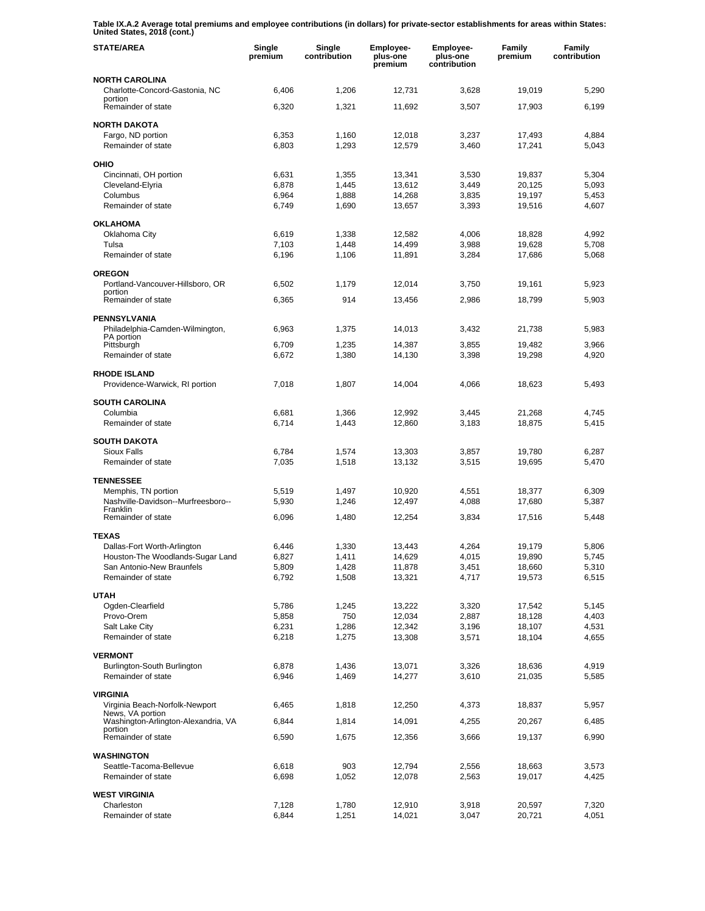**Table IX.A.2 Average total premiums and employee contributions (in dollars) for private-sector establishments for areas within States: United States, 2018 (cont.)**

| STATE/AREA | Single premium | Single contribution | Employee-plus-one premium | Employee-plus-one contribution | Family premium | Family contribution |
|---|---|---|---|---|---|---|
| **NORTH CAROLINA** | | | | | | |
| Charlotte-Concord-Gastonia, NC portion | 6,406 | 1,206 | 12,731 | 3,628 | 19,019 | 5,290 |
| Remainder of state | 6,320 | 1,321 | 11,692 | 3,507 | 17,903 | 6,199 |
| **NORTH DAKOTA** | | | | | | |
| Fargo, ND portion | 6,353 | 1,160 | 12,018 | 3,237 | 17,493 | 4,884 |
| Remainder of state | 6,803 | 1,293 | 12,579 | 3,460 | 17,241 | 5,043 |
| **OHIO** | | | | | | |
| Cincinnati, OH portion | 6,631 | 1,355 | 13,341 | 3,530 | 19,837 | 5,304 |
| Cleveland-Elyria | 6,878 | 1,445 | 13,612 | 3,449 | 20,125 | 5,093 |
| Columbus | 6,964 | 1,888 | 14,268 | 3,835 | 19,197 | 5,453 |
| Remainder of state | 6,749 | 1,690 | 13,657 | 3,393 | 19,516 | 4,607 |
| **OKLAHOMA** | | | | | | |
| Oklahoma City | 6,619 | 1,338 | 12,582 | 4,006 | 18,828 | 4,992 |
| Tulsa | 7,103 | 1,448 | 14,499 | 3,988 | 19,628 | 5,708 |
| Remainder of state | 6,196 | 1,106 | 11,891 | 3,284 | 17,686 | 5,068 |
| **OREGON** | | | | | | |
| Portland-Vancouver-Hillsboro, OR portion | 6,502 | 1,179 | 12,014 | 3,750 | 19,161 | 5,923 |
| Remainder of state | 6,365 | 914 | 13,456 | 2,986 | 18,799 | 5,903 |
| **PENNSYLVANIA** | | | | | | |
| Philadelphia-Camden-Wilmington, PA portion | 6,963 | 1,375 | 14,013 | 3,432 | 21,738 | 5,983 |
| Pittsburgh | 6,709 | 1,235 | 14,387 | 3,855 | 19,482 | 3,966 |
| Remainder of state | 6,672 | 1,380 | 14,130 | 3,398 | 19,298 | 4,920 |
| **RHODE ISLAND** | | | | | | |
| Providence-Warwick, RI portion | 7,018 | 1,807 | 14,004 | 4,066 | 18,623 | 5,493 |
| **SOUTH CAROLINA** | | | | | | |
| Columbia | 6,681 | 1,366 | 12,992 | 3,445 | 21,268 | 4,745 |
| Remainder of state | 6,714 | 1,443 | 12,860 | 3,183 | 18,875 | 5,415 |
| **SOUTH DAKOTA** | | | | | | |
| Sioux Falls | 6,784 | 1,574 | 13,303 | 3,857 | 19,780 | 6,287 |
| Remainder of state | 7,035 | 1,518 | 13,132 | 3,515 | 19,695 | 5,470 |
| **TENNESSEE** | | | | | | |
| Memphis, TN portion | 5,519 | 1,497 | 10,920 | 4,551 | 18,377 | 6,309 |
| Nashville-Davidson--Murfreesboro--Franklin | 5,930 | 1,246 | 12,497 | 4,088 | 17,680 | 5,387 |
| Remainder of state | 6,096 | 1,480 | 12,254 | 3,834 | 17,516 | 5,448 |
| **TEXAS** | | | | | | |
| Dallas-Fort Worth-Arlington | 6,446 | 1,330 | 13,443 | 4,264 | 19,179 | 5,806 |
| Houston-The Woodlands-Sugar Land | 6,827 | 1,411 | 14,629 | 4,015 | 19,890 | 5,745 |
| San Antonio-New Braunfels | 5,809 | 1,428 | 11,878 | 3,451 | 18,660 | 5,310 |
| Remainder of state | 6,792 | 1,508 | 13,321 | 4,717 | 19,573 | 6,515 |
| **UTAH** | | | | | | |
| Ogden-Clearfield | 5,786 | 1,245 | 13,222 | 3,320 | 17,542 | 5,145 |
| Provo-Orem | 5,858 | 750 | 12,034 | 2,887 | 18,128 | 4,403 |
| Salt Lake City | 6,231 | 1,286 | 12,342 | 3,196 | 18,107 | 4,531 |
| Remainder of state | 6,218 | 1,275 | 13,308 | 3,571 | 18,104 | 4,655 |
| **VERMONT** | | | | | | |
| Burlington-South Burlington | 6,878 | 1,436 | 13,071 | 3,326 | 18,636 | 4,919 |
| Remainder of state | 6,946 | 1,469 | 14,277 | 3,610 | 21,035 | 5,585 |
| **VIRGINIA** | | | | | | |
| Virginia Beach-Norfolk-Newport News, VA portion | 6,465 | 1,818 | 12,250 | 4,373 | 18,837 | 5,957 |
| Washington-Arlington-Alexandria, VA portion | 6,844 | 1,814 | 14,091 | 4,255 | 20,267 | 6,485 |
| Remainder of state | 6,590 | 1,675 | 12,356 | 3,666 | 19,137 | 6,990 |
| **WASHINGTON** | | | | | | |
| Seattle-Tacoma-Bellevue | 6,618 | 903 | 12,794 | 2,556 | 18,663 | 3,573 |
| Remainder of state | 6,698 | 1,052 | 12,078 | 2,563 | 19,017 | 4,425 |
| **WEST VIRGINIA** | | | | | | |
| Charleston | 7,128 | 1,780 | 12,910 | 3,918 | 20,597 | 7,320 |
| Remainder of state | 6,844 | 1,251 | 14,021 | 3,047 | 20,721 | 4,051 |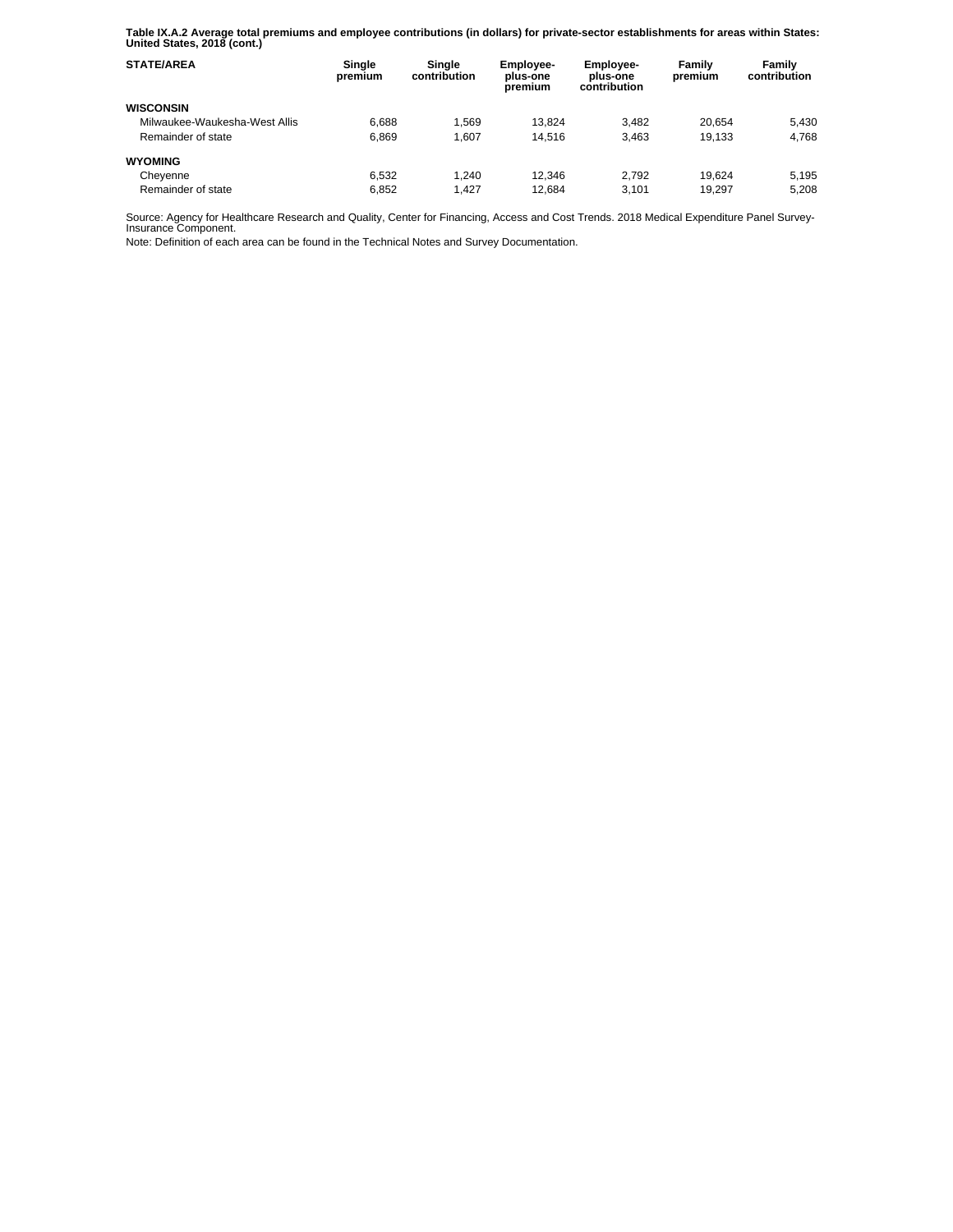**Table IX.A.2 Average total premiums and employee contributions (in dollars) for private-sector establishments for areas within States: United States, 2018 (cont.)**

| STATE/AREA | Single premium | Single contribution | Employee-plus-one premium | Employee-plus-one contribution | Family premium | Family contribution |
|---|---|---|---|---|---|---|
| **WISCONSIN** | | | | | | |
| Milwaukee-Waukesha-West Allis | 6,688 | 1,569 | 13,824 | 3,482 | 20,654 | 5,430 |
| Remainder of state | 6,869 | 1,607 | 14,516 | 3,463 | 19,133 | 4,768 |
| **WYOMING** | | | | | | |
| Cheyenne | 6,532 | 1,240 | 12,346 | 2,792 | 19,624 | 5,195 |
| Remainder of state | 6,852 | 1,427 | 12,684 | 3,101 | 19,297 | 5,208 |

Source: Agency for Healthcare Research and Quality, Center for Financing, Access and Cost Trends. 2018 Medical Expenditure Panel Survey-Insurance Component.

Note: Definition of each area can be found in the Technical Notes and Survey Documentation.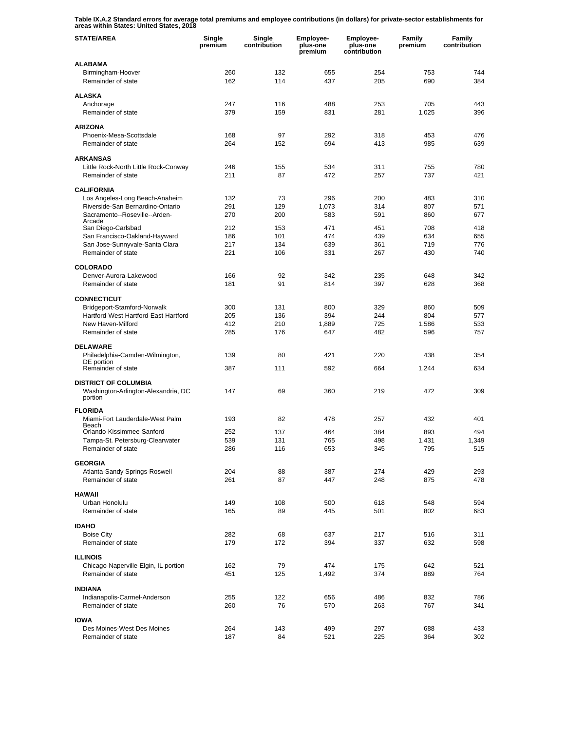**Table IX.A.2 Standard errors for average total premiums and employee contributions (in dollars) for private-sector establishments for areas within States: United States, 2018**

| STATE/AREA | Single premium | Single contribution | Employee-plus-one premium | Employee-plus-one contribution | Family premium | Family contribution |
|---|---|---|---|---|---|---|
| **ALABAMA** | | | | | | |
| Birmingham-Hoover | 260 | 132 | 655 | 254 | 753 | 744 |
| Remainder of state | 162 | 114 | 437 | 205 | 690 | 384 |
| **ALASKA** | | | | | | |
| Anchorage | 247 | 116 | 488 | 253 | 705 | 443 |
| Remainder of state | 379 | 159 | 831 | 281 | 1,025 | 396 |
| **ARIZONA** | | | | | | |
| Phoenix-Mesa-Scottsdale | 168 | 97 | 292 | 318 | 453 | 476 |
| Remainder of state | 264 | 152 | 694 | 413 | 985 | 639 |
| **ARKANSAS** | | | | | | |
| Little Rock-North Little Rock-Conway | 246 | 155 | 534 | 311 | 755 | 780 |
| Remainder of state | 211 | 87 | 472 | 257 | 737 | 421 |
| **CALIFORNIA** | | | | | | |
| Los Angeles-Long Beach-Anaheim | 132 | 73 | 296 | 200 | 483 | 310 |
| Riverside-San Bernardino-Ontario | 291 | 129 | 1,073 | 314 | 807 | 571 |
| Sacramento--Roseville--Arden-Arcade | 270 | 200 | 583 | 591 | 860 | 677 |
| San Diego-Carlsbad | 212 | 153 | 471 | 451 | 708 | 418 |
| San Francisco-Oakland-Hayward | 186 | 101 | 474 | 439 | 634 | 655 |
| San Jose-Sunnyvale-Santa Clara | 217 | 134 | 639 | 361 | 719 | 776 |
| Remainder of state | 221 | 106 | 331 | 267 | 430 | 740 |
| **COLORADO** | | | | | | |
| Denver-Aurora-Lakewood | 166 | 92 | 342 | 235 | 648 | 342 |
| Remainder of state | 181 | 91 | 814 | 397 | 628 | 368 |
| **CONNECTICUT** | | | | | | |
| Bridgeport-Stamford-Norwalk | 300 | 131 | 800 | 329 | 860 | 509 |
| Hartford-West Hartford-East Hartford | 205 | 136 | 394 | 244 | 804 | 577 |
| New Haven-Milford | 412 | 210 | 1,889 | 725 | 1,586 | 533 |
| Remainder of state | 285 | 176 | 647 | 482 | 596 | 757 |
| **DELAWARE** | | | | | | |
| Philadelphia-Camden-Wilmington, DE portion | 139 | 80 | 421 | 220 | 438 | 354 |
| Remainder of state | 387 | 111 | 592 | 664 | 1,244 | 634 |
| **DISTRICT OF COLUMBIA** | | | | | | |
| Washington-Arlington-Alexandria, DC portion | 147 | 69 | 360 | 219 | 472 | 309 |
| **FLORIDA** | | | | | | |
| Miami-Fort Lauderdale-West Palm Beach | 193 | 82 | 478 | 257 | 432 | 401 |
| Orlando-Kissimmee-Sanford | 252 | 137 | 464 | 384 | 893 | 494 |
| Tampa-St. Petersburg-Clearwater | 539 | 131 | 765 | 498 | 1,431 | 1,349 |
| Remainder of state | 286 | 116 | 653 | 345 | 795 | 515 |
| **GEORGIA** | | | | | | |
| Atlanta-Sandy Springs-Roswell | 204 | 88 | 387 | 274 | 429 | 293 |
| Remainder of state | 261 | 87 | 447 | 248 | 875 | 478 |
| **HAWAII** | | | | | | |
| Urban Honolulu | 149 | 108 | 500 | 618 | 548 | 594 |
| Remainder of state | 165 | 89 | 445 | 501 | 802 | 683 |
| **IDAHO** | | | | | | |
| Boise City | 282 | 68 | 637 | 217 | 516 | 311 |
| Remainder of state | 179 | 172 | 394 | 337 | 632 | 598 |
| **ILLINOIS** | | | | | | |
| Chicago-Naperville-Elgin, IL portion | 162 | 79 | 474 | 175 | 642 | 521 |
| Remainder of state | 451 | 125 | 1,492 | 374 | 889 | 764 |
| **INDIANA** | | | | | | |
| Indianapolis-Carmel-Anderson | 255 | 122 | 656 | 486 | 832 | 786 |
| Remainder of state | 260 | 76 | 570 | 263 | 767 | 341 |
| **IOWA** | | | | | | |
| Des Moines-West Des Moines | 264 | 143 | 499 | 297 | 688 | 433 |
| Remainder of state | 187 | 84 | 521 | 225 | 364 | 302 |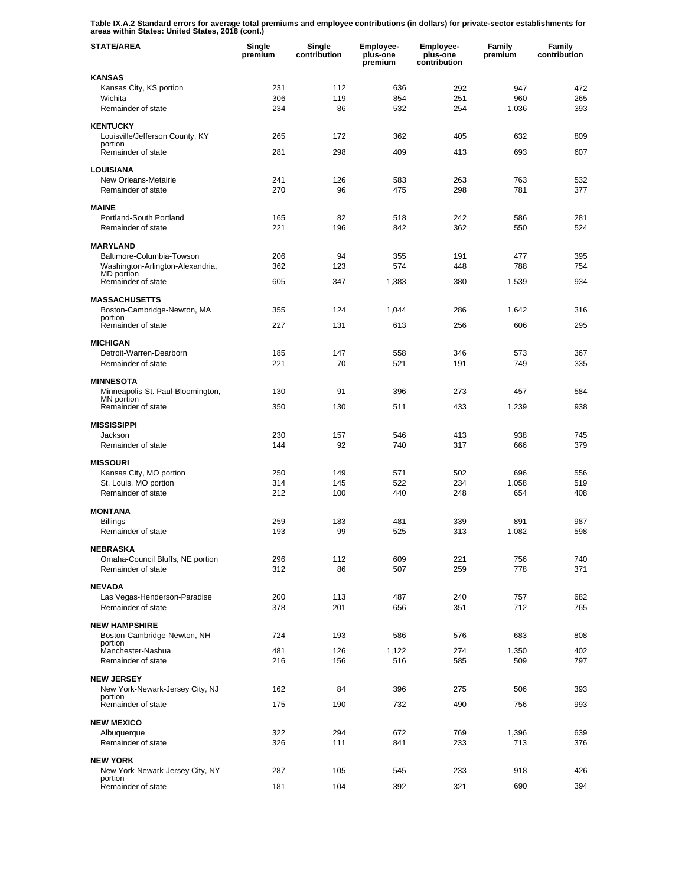**Table IX.A.2 Standard errors for average total premiums and employee contributions (in dollars) for private-sector establishments for areas within States: United States, 2018 (cont.)**

| STATE/AREA | Single premium | Single contribution | Employee-plus-one premium | Employee-plus-one contribution | Family premium | Family contribution |
|---|---|---|---|---|---|---|
| **KANSAS** | | | | | | |
| Kansas City, KS portion | 231 | 112 | 636 | 292 | 947 | 472 |
| Wichita | 306 | 119 | 854 | 251 | 960 | 265 |
| Remainder of state | 234 | 86 | 532 | 254 | 1,036 | 393 |
| **KENTUCKY** | | | | | | |
| Louisville/Jefferson County, KY portion | 265 | 172 | 362 | 405 | 632 | 809 |
| Remainder of state | 281 | 298 | 409 | 413 | 693 | 607 |
| **LOUISIANA** | | | | | | |
| New Orleans-Metairie | 241 | 126 | 583 | 263 | 763 | 532 |
| Remainder of state | 270 | 96 | 475 | 298 | 781 | 377 |
| **MAINE** | | | | | | |
| Portland-South Portland | 165 | 82 | 518 | 242 | 586 | 281 |
| Remainder of state | 221 | 196 | 842 | 362 | 550 | 524 |
| **MARYLAND** | | | | | | |
| Baltimore-Columbia-Towson | 206 | 94 | 355 | 191 | 477 | 395 |
| Washington-Arlington-Alexandria, MD portion | 362 | 123 | 574 | 448 | 788 | 754 |
| Remainder of state | 605 | 347 | 1,383 | 380 | 1,539 | 934 |
| **MASSACHUSETTS** | | | | | | |
| Boston-Cambridge-Newton, MA portion | 355 | 124 | 1,044 | 286 | 1,642 | 316 |
| Remainder of state | 227 | 131 | 613 | 256 | 606 | 295 |
| **MICHIGAN** | | | | | | |
| Detroit-Warren-Dearborn | 185 | 147 | 558 | 346 | 573 | 367 |
| Remainder of state | 221 | 70 | 521 | 191 | 749 | 335 |
| **MINNESOTA** | | | | | | |
| Minneapolis-St. Paul-Bloomington, MN portion | 130 | 91 | 396 | 273 | 457 | 584 |
| Remainder of state | 350 | 130 | 511 | 433 | 1,239 | 938 |
| **MISSISSIPPI** | | | | | | |
| Jackson | 230 | 157 | 546 | 413 | 938 | 745 |
| Remainder of state | 144 | 92 | 740 | 317 | 666 | 379 |
| **MISSOURI** | | | | | | |
| Kansas City, MO portion | 250 | 149 | 571 | 502 | 696 | 556 |
| St. Louis, MO portion | 314 | 145 | 522 | 234 | 1,058 | 519 |
| Remainder of state | 212 | 100 | 440 | 248 | 654 | 408 |
| **MONTANA** | | | | | | |
| Billings | 259 | 183 | 481 | 339 | 891 | 987 |
| Remainder of state | 193 | 99 | 525 | 313 | 1,082 | 598 |
| **NEBRASKA** | | | | | | |
| Omaha-Council Bluffs, NE portion | 296 | 112 | 609 | 221 | 756 | 740 |
| Remainder of state | 312 | 86 | 507 | 259 | 778 | 371 |
| **NEVADA** | | | | | | |
| Las Vegas-Henderson-Paradise | 200 | 113 | 487 | 240 | 757 | 682 |
| Remainder of state | 378 | 201 | 656 | 351 | 712 | 765 |
| **NEW HAMPSHIRE** | | | | | | |
| Boston-Cambridge-Newton, NH portion | 724 | 193 | 586 | 576 | 683 | 808 |
| Manchester-Nashua | 481 | 126 | 1,122 | 274 | 1,350 | 402 |
| Remainder of state | 216 | 156 | 516 | 585 | 509 | 797 |
| **NEW JERSEY** | | | | | | |
| New York-Newark-Jersey City, NJ portion | 162 | 84 | 396 | 275 | 506 | 393 |
| Remainder of state | 175 | 190 | 732 | 490 | 756 | 993 |
| **NEW MEXICO** | | | | | | |
| Albuquerque | 322 | 294 | 672 | 769 | 1,396 | 639 |
| Remainder of state | 326 | 111 | 841 | 233 | 713 | 376 |
| **NEW YORK** | | | | | | |
| New York-Newark-Jersey City, NY portion | 287 | 105 | 545 | 233 | 918 | 426 |
| Remainder of state | 181 | 104 | 392 | 321 | 690 | 394 |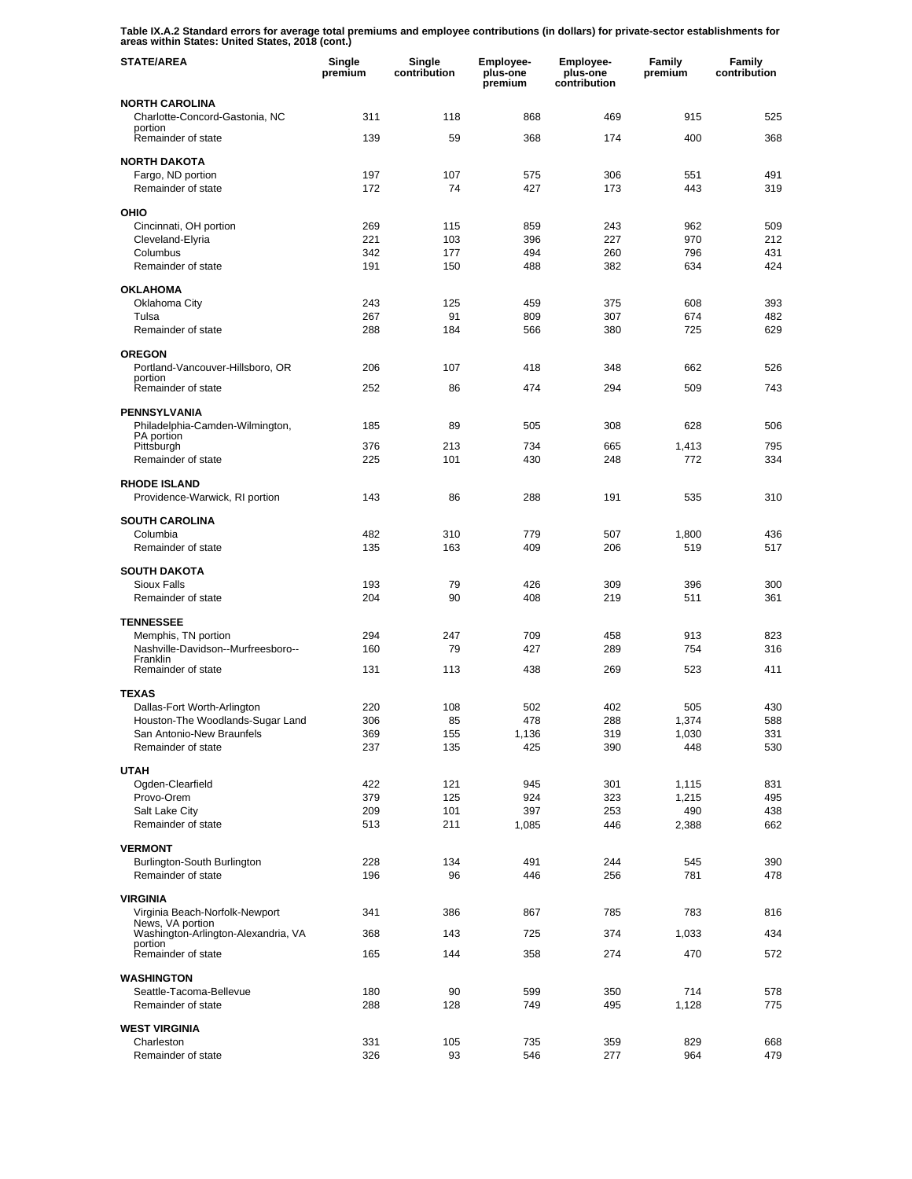**Table IX.A.2 Standard errors for average total premiums and employee contributions (in dollars) for private-sector establishments for areas within States: United States, 2018 (cont.)**

| STATE/AREA | Single premium | Single contribution | Employee-plus-one premium | Employee-plus-one contribution | Family premium | Family contribution |
|---|---|---|---|---|---|---|
| **NORTH CAROLINA** | | | | | | |
| Charlotte-Concord-Gastonia, NC portion | 311 | 118 | 868 | 469 | 915 | 525 |
| Remainder of state | 139 | 59 | 368 | 174 | 400 | 368 |
| **NORTH DAKOTA** | | | | | | |
| Fargo, ND portion | 197 | 107 | 575 | 306 | 551 | 491 |
| Remainder of state | 172 | 74 | 427 | 173 | 443 | 319 |
| **OHIO** | | | | | | |
| Cincinnati, OH portion | 269 | 115 | 859 | 243 | 962 | 509 |
| Cleveland-Elyria | 221 | 103 | 396 | 227 | 970 | 212 |
| Columbus | 342 | 177 | 494 | 260 | 796 | 431 |
| Remainder of state | 191 | 150 | 488 | 382 | 634 | 424 |
| **OKLAHOMA** | | | | | | |
| Oklahoma City | 243 | 125 | 459 | 375 | 608 | 393 |
| Tulsa | 267 | 91 | 809 | 307 | 674 | 482 |
| Remainder of state | 288 | 184 | 566 | 380 | 725 | 629 |
| **OREGON** | | | | | | |
| Portland-Vancouver-Hillsboro, OR portion | 206 | 107 | 418 | 348 | 662 | 526 |
| Remainder of state | 252 | 86 | 474 | 294 | 509 | 743 |
| **PENNSYLVANIA** | | | | | | |
| Philadelphia-Camden-Wilmington, PA portion | 185 | 89 | 505 | 308 | 628 | 506 |
| Pittsburgh | 376 | 213 | 734 | 665 | 1,413 | 795 |
| Remainder of state | 225 | 101 | 430 | 248 | 772 | 334 |
| **RHODE ISLAND** | | | | | | |
| Providence-Warwick, RI portion | 143 | 86 | 288 | 191 | 535 | 310 |
| **SOUTH CAROLINA** | | | | | | |
| Columbia | 482 | 310 | 779 | 507 | 1,800 | 436 |
| Remainder of state | 135 | 163 | 409 | 206 | 519 | 517 |
| **SOUTH DAKOTA** | | | | | | |
| Sioux Falls | 193 | 79 | 426 | 309 | 396 | 300 |
| Remainder of state | 204 | 90 | 408 | 219 | 511 | 361 |
| **TENNESSEE** | | | | | | |
| Memphis, TN portion | 294 | 247 | 709 | 458 | 913 | 823 |
| Nashville-Davidson--Murfreesboro--Franklin | 160 | 79 | 427 | 289 | 754 | 316 |
| Remainder of state | 131 | 113 | 438 | 269 | 523 | 411 |
| **TEXAS** | | | | | | |
| Dallas-Fort Worth-Arlington | 220 | 108 | 502 | 402 | 505 | 430 |
| Houston-The Woodlands-Sugar Land | 306 | 85 | 478 | 288 | 1,374 | 588 |
| San Antonio-New Braunfels | 369 | 155 | 1,136 | 319 | 1,030 | 331 |
| Remainder of state | 237 | 135 | 425 | 390 | 448 | 530 |
| **UTAH** | | | | | | |
| Ogden-Clearfield | 422 | 121 | 945 | 301 | 1,115 | 831 |
| Provo-Orem | 379 | 125 | 924 | 323 | 1,215 | 495 |
| Salt Lake City | 209 | 101 | 397 | 253 | 490 | 438 |
| Remainder of state | 513 | 211 | 1,085 | 446 | 2,388 | 662 |
| **VERMONT** | | | | | | |
| Burlington-South Burlington | 228 | 134 | 491 | 244 | 545 | 390 |
| Remainder of state | 196 | 96 | 446 | 256 | 781 | 478 |
| **VIRGINIA** | | | | | | |
| Virginia Beach-Norfolk-Newport News, VA portion | 341 | 386 | 867 | 785 | 783 | 816 |
| Washington-Arlington-Alexandria, VA portion | 368 | 143 | 725 | 374 | 1,033 | 434 |
| Remainder of state | 165 | 144 | 358 | 274 | 470 | 572 |
| **WASHINGTON** | | | | | | |
| Seattle-Tacoma-Bellevue | 180 | 90 | 599 | 350 | 714 | 578 |
| Remainder of state | 288 | 128 | 749 | 495 | 1,128 | 775 |
| **WEST VIRGINIA** | | | | | | |
| Charleston | 331 | 105 | 735 | 359 | 829 | 668 |
| Remainder of state | 326 | 93 | 546 | 277 | 964 | 479 |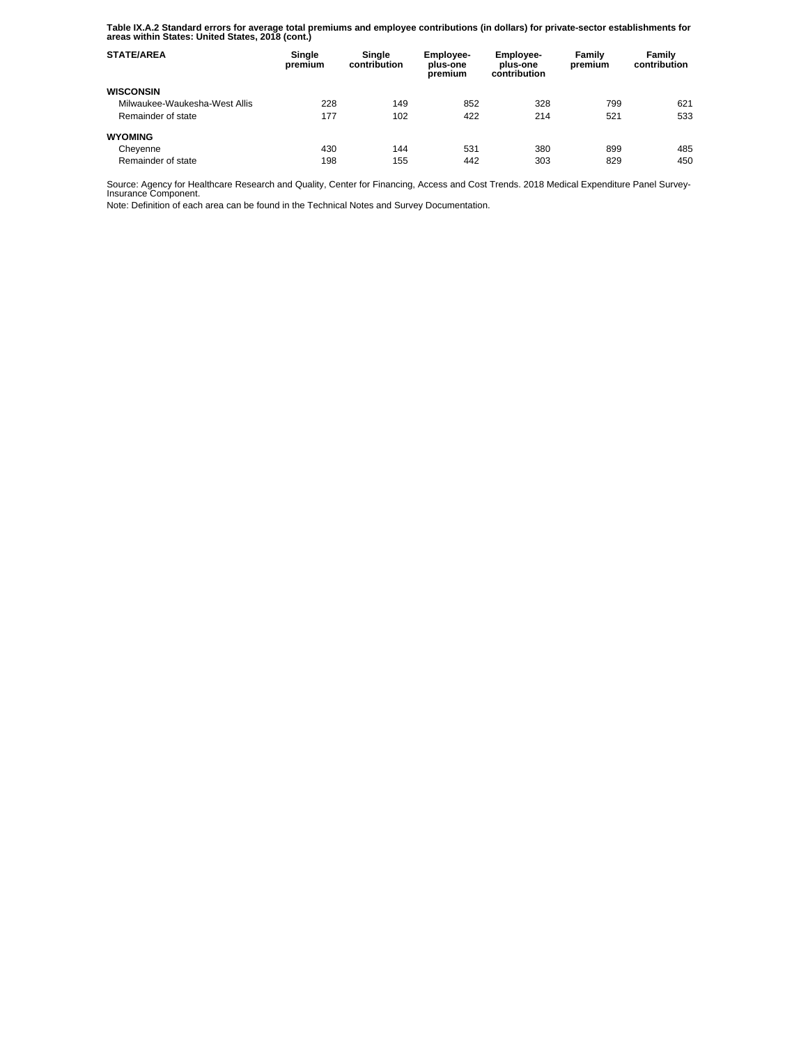**Table IX.A.2 Standard errors for average total premiums and employee contributions (in dollars) for private-sector establishments for areas within States: United States, 2018 (cont.)**

| STATE/AREA | Single premium | Single contribution | Employee-plus-one premium | Employee-plus-one contribution | Family premium | Family contribution |
|---|---|---|---|---|---|---|
| **WISCONSIN** | | | | | | |
| Milwaukee-Waukesha-West Allis | 228 | 149 | 852 | 328 | 799 | 621 |
| Remainder of state | 177 | 102 | 422 | 214 | 521 | 533 |
| **WYOMING** | | | | | | |
| Cheyenne | 430 | 144 | 531 | 380 | 899 | 485 |
| Remainder of state | 198 | 155 | 442 | 303 | 829 | 450 |

Source: Agency for Healthcare Research and Quality, Center for Financing, Access and Cost Trends. 2018 Medical Expenditure Panel Survey-Insurance Component.

Note: Definition of each area can be found in the Technical Notes and Survey Documentation.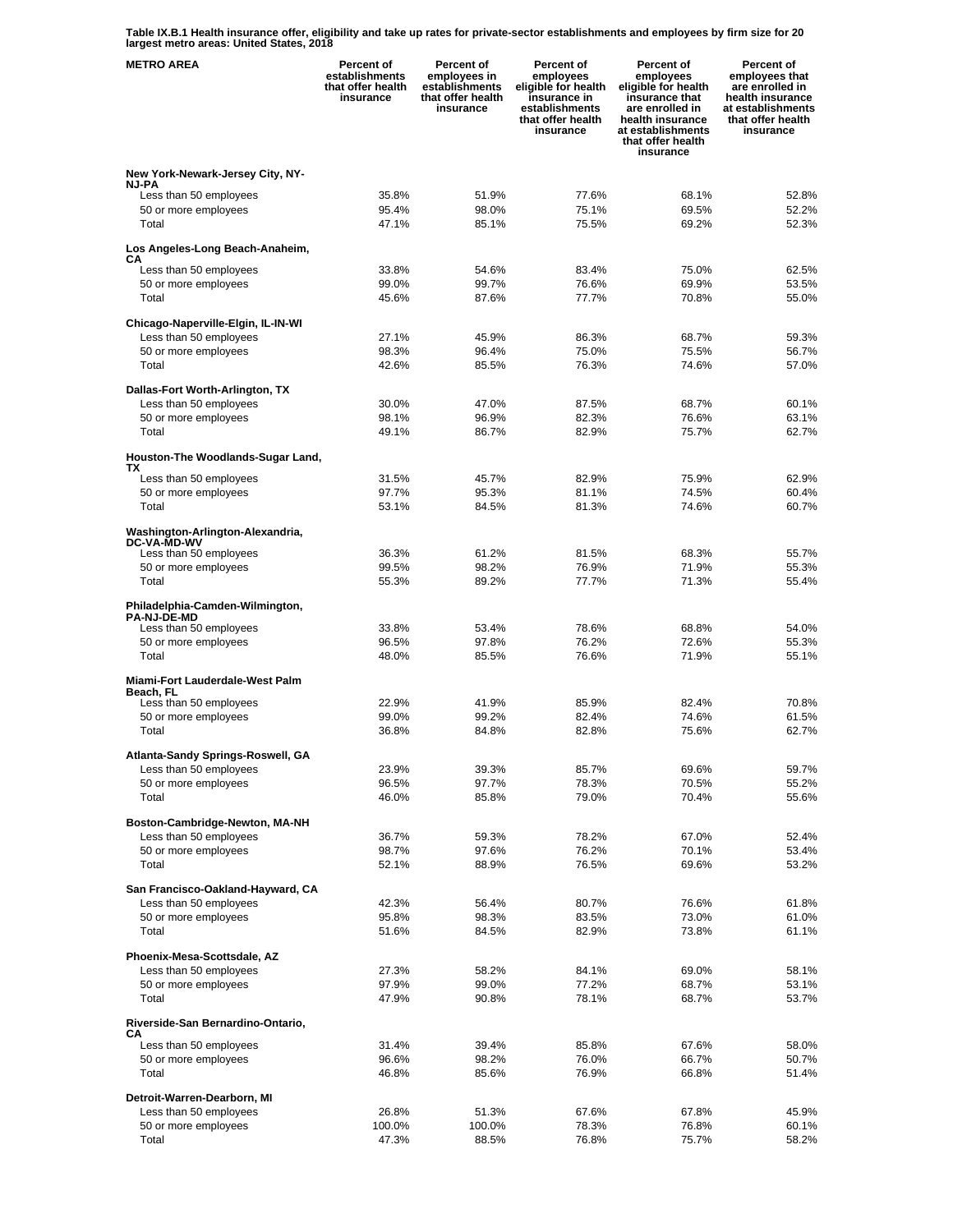**Table IX.B.1 Health insurance offer, eligibility and take up rates for private-sector establishments and employees by firm size for 20 largest metro areas: United States, 2018**

| METRO AREA | Percent of establishments that offer health insurance | Percent of employees in establishments that offer health insurance | Percent of employees eligible for health insurance in establishments that offer health insurance | Percent of employees eligible for health insurance that are enrolled in health insurance at establishments that offer health insurance | Percent of employees that are enrolled in health insurance at establishments that offer health insurance |
|---|---|---|---|---|---|
| **New York-Newark-Jersey City, NY-NJ-PA** | | | | | |
| Less than 50 employees | 35.8% | 51.9% | 77.6% | 68.1% | 52.8% |
| 50 or more employees | 95.4% | 98.0% | 75.1% | 69.5% | 52.2% |
| Total | 47.1% | 85.1% | 75.5% | 69.2% | 52.3% |
| **Los Angeles-Long Beach-Anaheim, CA** | | | | | |
| Less than 50 employees | 33.8% | 54.6% | 83.4% | 75.0% | 62.5% |
| 50 or more employees | 99.0% | 99.7% | 76.6% | 69.9% | 53.5% |
| Total | 45.6% | 87.6% | 77.7% | 70.8% | 55.0% |
| **Chicago-Naperville-Elgin, IL-IN-WI** | | | | | |
| Less than 50 employees | 27.1% | 45.9% | 86.3% | 68.7% | 59.3% |
| 50 or more employees | 98.3% | 96.4% | 75.0% | 75.5% | 56.7% |
| Total | 42.6% | 85.5% | 76.3% | 74.6% | 57.0% |
| **Dallas-Fort Worth-Arlington, TX** | | | | | |
| Less than 50 employees | 30.0% | 47.0% | 87.5% | 68.7% | 60.1% |
| 50 or more employees | 98.1% | 96.9% | 82.3% | 76.6% | 63.1% |
| Total | 49.1% | 86.7% | 82.9% | 75.7% | 62.7% |
| **Houston-The Woodlands-Sugar Land, TX** | | | | | |
| Less than 50 employees | 31.5% | 45.7% | 82.9% | 75.9% | 62.9% |
| 50 or more employees | 97.7% | 95.3% | 81.1% | 74.5% | 60.4% |
| Total | 53.1% | 84.5% | 81.3% | 74.6% | 60.7% |
| **Washington-Arlington-Alexandria, DC-VA-MD-WV** | | | | | |
| Less than 50 employees | 36.3% | 61.2% | 81.5% | 68.3% | 55.7% |
| 50 or more employees | 99.5% | 98.2% | 76.9% | 71.9% | 55.3% |
| Total | 55.3% | 89.2% | 77.7% | 71.3% | 55.4% |
| **Philadelphia-Camden-Wilmington, PA-NJ-DE-MD** | | | | | |
| Less than 50 employees | 33.8% | 53.4% | 78.6% | 68.8% | 54.0% |
| 50 or more employees | 96.5% | 97.8% | 76.2% | 72.6% | 55.3% |
| Total | 48.0% | 85.5% | 76.6% | 71.9% | 55.1% |
| **Miami-Fort Lauderdale-West Palm Beach, FL** | | | | | |
| Less than 50 employees | 22.9% | 41.9% | 85.9% | 82.4% | 70.8% |
| 50 or more employees | 99.0% | 99.2% | 82.4% | 74.6% | 61.5% |
| Total | 36.8% | 84.8% | 82.8% | 75.6% | 62.7% |
| **Atlanta-Sandy Springs-Roswell, GA** | | | | | |
| Less than 50 employees | 23.9% | 39.3% | 85.7% | 69.6% | 59.7% |
| 50 or more employees | 96.5% | 97.7% | 78.3% | 70.5% | 55.2% |
| Total | 46.0% | 85.8% | 79.0% | 70.4% | 55.6% |
| **Boston-Cambridge-Newton, MA-NH** | | | | | |
| Less than 50 employees | 36.7% | 59.3% | 78.2% | 67.0% | 52.4% |
| 50 or more employees | 98.7% | 97.6% | 76.2% | 70.1% | 53.4% |
| Total | 52.1% | 88.9% | 76.5% | 69.6% | 53.2% |
| **San Francisco-Oakland-Hayward, CA** | | | | | |
| Less than 50 employees | 42.3% | 56.4% | 80.7% | 76.6% | 61.8% |
| 50 or more employees | 95.8% | 98.3% | 83.5% | 73.0% | 61.0% |
| Total | 51.6% | 84.5% | 82.9% | 73.8% | 61.1% |
| **Phoenix-Mesa-Scottsdale, AZ** | | | | | |
| Less than 50 employees | 27.3% | 58.2% | 84.1% | 69.0% | 58.1% |
| 50 or more employees | 97.9% | 99.0% | 77.2% | 68.7% | 53.1% |
| Total | 47.9% | 90.8% | 78.1% | 68.7% | 53.7% |
| **Riverside-San Bernardino-Ontario, CA** | | | | | |
| Less than 50 employees | 31.4% | 39.4% | 85.8% | 67.6% | 58.0% |
| 50 or more employees | 96.6% | 98.2% | 76.0% | 66.7% | 50.7% |
| Total | 46.8% | 85.6% | 76.9% | 66.8% | 51.4% |
| **Detroit-Warren-Dearborn, MI** | | | | | |
| Less than 50 employees | 26.8% | 51.3% | 67.6% | 67.8% | 45.9% |
| 50 or more employees | 100.0% | 100.0% | 78.3% | 76.8% | 60.1% |
| Total | 47.3% | 88.5% | 76.8% | 75.7% | 58.2% |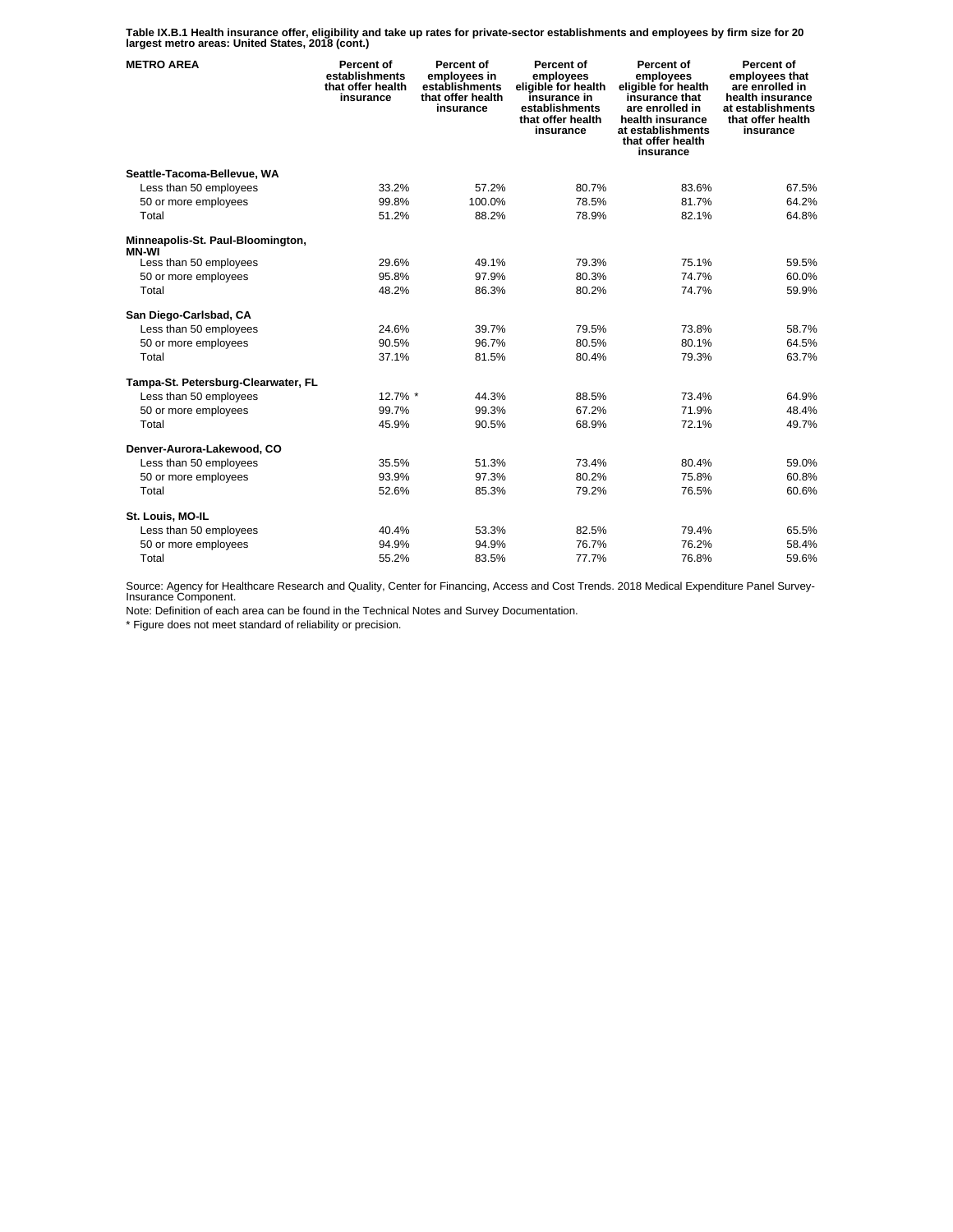**Table IX.B.1 Health insurance offer, eligibility and take up rates for private-sector establishments and employees by firm size for 20 largest metro areas: United States, 2018 (cont.)**

| METRO AREA | Percent of establishments that offer health insurance | Percent of employees in establishments that offer health insurance | Percent of employees eligible for health insurance in establishments that offer health insurance | Percent of employees eligible for health insurance that are enrolled in health insurance at establishments that offer health insurance | Percent of employees that are enrolled in health insurance at establishments that offer health insurance |
|---|---|---|---|---|---|
| **Seattle-Tacoma-Bellevue, WA** | | | | | |
| Less than 50 employees | 33.2% | 57.2% | 80.7% | 83.6% | 67.5% |
| 50 or more employees | 99.8% | 100.0% | 78.5% | 81.7% | 64.2% |
| Total | 51.2% | 88.2% | 78.9% | 82.1% | 64.8% |
| **Minneapolis-St. Paul-Bloomington, MN-WI** | | | | | |
| Less than 50 employees | 29.6% | 49.1% | 79.3% | 75.1% | 59.5% |
| 50 or more employees | 95.8% | 97.9% | 80.3% | 74.7% | 60.0% |
| Total | 48.2% | 86.3% | 80.2% | 74.7% | 59.9% |
| **San Diego-Carlsbad, CA** | | | | | |
| Less than 50 employees | 24.6% | 39.7% | 79.5% | 73.8% | 58.7% |
| 50 or more employees | 90.5% | 96.7% | 80.5% | 80.1% | 64.5% |
| Total | 37.1% | 81.5% | 80.4% | 79.3% | 63.7% |
| **Tampa-St. Petersburg-Clearwater, FL** | | | | | |
| Less than 50 employees | 12.7% * | 44.3% | 88.5% | 73.4% | 64.9% |
| 50 or more employees | 99.7% | 99.3% | 67.2% | 71.9% | 48.4% |
| Total | 45.9% | 90.5% | 68.9% | 72.1% | 49.7% |
| **Denver-Aurora-Lakewood, CO** | | | | | |
| Less than 50 employees | 35.5% | 51.3% | 73.4% | 80.4% | 59.0% |
| 50 or more employees | 93.9% | 97.3% | 80.2% | 75.8% | 60.8% |
| Total | 52.6% | 85.3% | 79.2% | 76.5% | 60.6% |
| **St. Louis, MO-IL** | | | | | |
| Less than 50 employees | 40.4% | 53.3% | 82.5% | 79.4% | 65.5% |
| 50 or more employees | 94.9% | 94.9% | 76.7% | 76.2% | 58.4% |
| Total | 55.2% | 83.5% | 77.7% | 76.8% | 59.6% |

Source: Agency for Healthcare Research and Quality, Center for Financing, Access and Cost Trends. 2018 Medical Expenditure Panel Survey-Insurance Component.

Note: Definition of each area can be found in the Technical Notes and Survey Documentation.

* Figure does not meet standard of reliability or precision.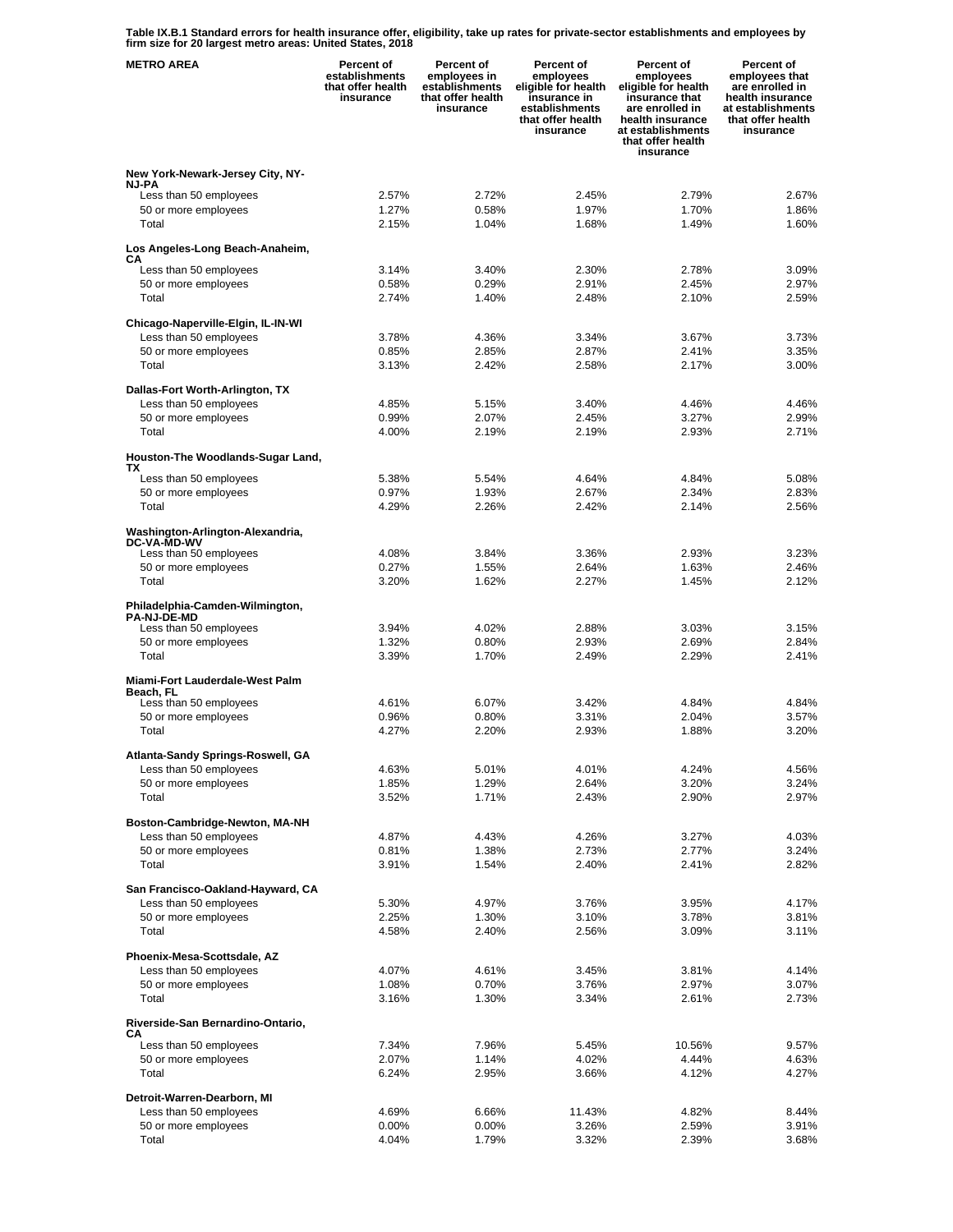**Table IX.B.1 Standard errors for health insurance offer, eligibility, take up rates for private-sector establishments and employees by firm size for 20 largest metro areas: United States, 2018**

| METRO AREA | Percent of establishments that offer health insurance | Percent of employees in establishments that offer health insurance | Percent of employees eligible for health insurance in establishments that offer health insurance | Percent of employees eligible for health insurance that are enrolled in health insurance at establishments that offer health insurance | Percent of employees that are enrolled in health insurance at establishments that offer health insurance |
|---|---|---|---|---|---|
| **New York-Newark-Jersey City, NY-NJ-PA** | | | | | |
| Less than 50 employees | 2.57% | 2.72% | 2.45% | 2.79% | 2.67% |
| 50 or more employees | 1.27% | 0.58% | 1.97% | 1.70% | 1.86% |
| Total | 2.15% | 1.04% | 1.68% | 1.49% | 1.60% |
| **Los Angeles-Long Beach-Anaheim, CA** | | | | | |
| Less than 50 employees | 3.14% | 3.40% | 2.30% | 2.78% | 3.09% |
| 50 or more employees | 0.58% | 0.29% | 2.91% | 2.45% | 2.97% |
| Total | 2.74% | 1.40% | 2.48% | 2.10% | 2.59% |
| **Chicago-Naperville-Elgin, IL-IN-WI** | | | | | |
| Less than 50 employees | 3.78% | 4.36% | 3.34% | 3.67% | 3.73% |
| 50 or more employees | 0.85% | 2.85% | 2.87% | 2.41% | 3.35% |
| Total | 3.13% | 2.42% | 2.58% | 2.17% | 3.00% |
| **Dallas-Fort Worth-Arlington, TX** | | | | | |
| Less than 50 employees | 4.85% | 5.15% | 3.40% | 4.46% | 4.46% |
| 50 or more employees | 0.99% | 2.07% | 2.45% | 3.27% | 2.99% |
| Total | 4.00% | 2.19% | 2.19% | 2.93% | 2.71% |
| **Houston-The Woodlands-Sugar Land, TX** | | | | | |
| Less than 50 employees | 5.38% | 5.54% | 4.64% | 4.84% | 5.08% |
| 50 or more employees | 0.97% | 1.93% | 2.67% | 2.34% | 2.83% |
| Total | 4.29% | 2.26% | 2.42% | 2.14% | 2.56% |
| **Washington-Arlington-Alexandria, DC-VA-MD-WV** | | | | | |
| Less than 50 employees | 4.08% | 3.84% | 3.36% | 2.93% | 3.23% |
| 50 or more employees | 0.27% | 1.55% | 2.64% | 1.63% | 2.46% |
| Total | 3.20% | 1.62% | 2.27% | 1.45% | 2.12% |
| **Philadelphia-Camden-Wilmington, PA-NJ-DE-MD** | | | | | |
| Less than 50 employees | 3.94% | 4.02% | 2.88% | 3.03% | 3.15% |
| 50 or more employees | 1.32% | 0.80% | 2.93% | 2.69% | 2.84% |
| Total | 3.39% | 1.70% | 2.49% | 2.29% | 2.41% |
| **Miami-Fort Lauderdale-West Palm Beach, FL** | | | | | |
| Less than 50 employees | 4.61% | 6.07% | 3.42% | 4.84% | 4.84% |
| 50 or more employees | 0.96% | 0.80% | 3.31% | 2.04% | 3.57% |
| Total | 4.27% | 2.20% | 2.93% | 1.88% | 3.20% |
| **Atlanta-Sandy Springs-Roswell, GA** | | | | | |
| Less than 50 employees | 4.63% | 5.01% | 4.01% | 4.24% | 4.56% |
| 50 or more employees | 1.85% | 1.29% | 2.64% | 3.20% | 3.24% |
| Total | 3.52% | 1.71% | 2.43% | 2.90% | 2.97% |
| **Boston-Cambridge-Newton, MA-NH** | | | | | |
| Less than 50 employees | 4.87% | 4.43% | 4.26% | 3.27% | 4.03% |
| 50 or more employees | 0.81% | 1.38% | 2.73% | 2.77% | 3.24% |
| Total | 3.91% | 1.54% | 2.40% | 2.41% | 2.82% |
| **San Francisco-Oakland-Hayward, CA** | | | | | |
| Less than 50 employees | 5.30% | 4.97% | 3.76% | 3.95% | 4.17% |
| 50 or more employees | 2.25% | 1.30% | 3.10% | 3.78% | 3.81% |
| Total | 4.58% | 2.40% | 2.56% | 3.09% | 3.11% |
| **Phoenix-Mesa-Scottsdale, AZ** | | | | | |
| Less than 50 employees | 4.07% | 4.61% | 3.45% | 3.81% | 4.14% |
| 50 or more employees | 1.08% | 0.70% | 3.76% | 2.97% | 3.07% |
| Total | 3.16% | 1.30% | 3.34% | 2.61% | 2.73% |
| **Riverside-San Bernardino-Ontario, CA** | | | | | |
| Less than 50 employees | 7.34% | 7.96% | 5.45% | 10.56% | 9.57% |
| 50 or more employees | 2.07% | 1.14% | 4.02% | 4.44% | 4.63% |
| Total | 6.24% | 2.95% | 3.66% | 4.12% | 4.27% |
| **Detroit-Warren-Dearborn, MI** | | | | | |
| Less than 50 employees | 4.69% | 6.66% | 11.43% | 4.82% | 8.44% |
| 50 or more employees | 0.00% | 0.00% | 3.26% | 2.59% | 3.91% |
| Total | 4.04% | 1.79% | 3.32% | 2.39% | 3.68% |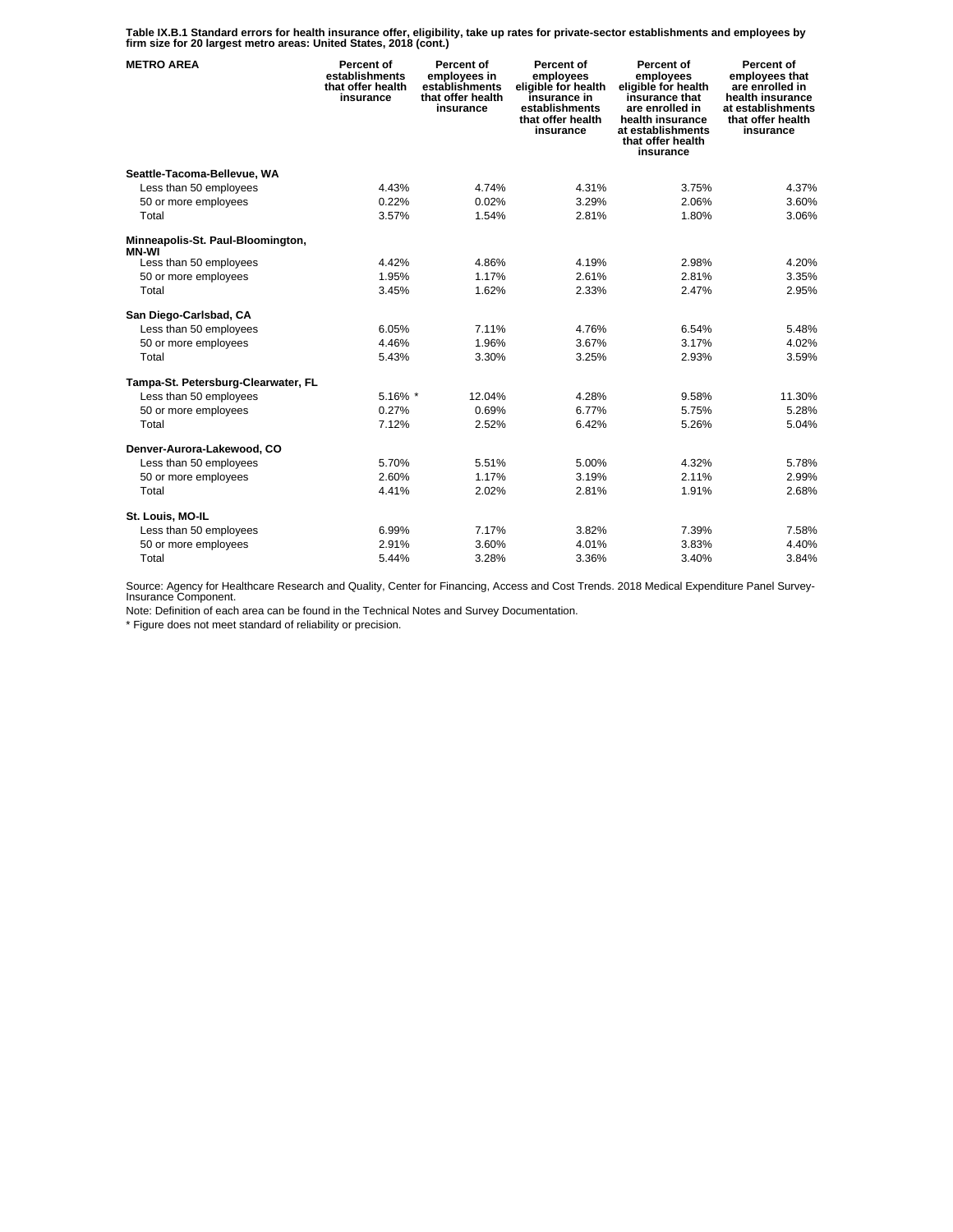**Table IX.B.1 Standard errors for health insurance offer, eligibility, take up rates for private-sector establishments and employees by firm size for 20 largest metro areas: United States, 2018 (cont.)**

| METRO AREA | Percent of establishments that offer health insurance | Percent of employees in establishments that offer health insurance | Percent of employees eligible for health insurance in establishments that offer health insurance | Percent of employees eligible for health insurance that are enrolled in health insurance at establishments that offer health insurance | Percent of employees that are enrolled in health insurance at establishments that offer health insurance |
|---|---|---|---|---|---|
| **Seattle-Tacoma-Bellevue, WA** | | | | | |
| Less than 50 employees | 4.43% | 4.74% | 4.31% | 3.75% | 4.37% |
| 50 or more employees | 0.22% | 0.02% | 3.29% | 2.06% | 3.60% |
| Total | 3.57% | 1.54% | 2.81% | 1.80% | 3.06% |
| **Minneapolis-St. Paul-Bloomington, MN-WI** | | | | | |
| Less than 50 employees | 4.42% | 4.86% | 4.19% | 2.98% | 4.20% |
| 50 or more employees | 1.95% | 1.17% | 2.61% | 2.81% | 3.35% |
| Total | 3.45% | 1.62% | 2.33% | 2.47% | 2.95% |
| **San Diego-Carlsbad, CA** | | | | | |
| Less than 50 employees | 6.05% | 7.11% | 4.76% | 6.54% | 5.48% |
| 50 or more employees | 4.46% | 1.96% | 3.67% | 3.17% | 4.02% |
| Total | 5.43% | 3.30% | 3.25% | 2.93% | 3.59% |
| **Tampa-St. Petersburg-Clearwater, FL** | | | | | |
| Less than 50 employees | 5.16% * | 12.04% | 4.28% | 9.58% | 11.30% |
| 50 or more employees | 0.27% | 0.69% | 6.77% | 5.75% | 5.28% |
| Total | 7.12% | 2.52% | 6.42% | 5.26% | 5.04% |
| **Denver-Aurora-Lakewood, CO** | | | | | |
| Less than 50 employees | 5.70% | 5.51% | 5.00% | 4.32% | 5.78% |
| 50 or more employees | 2.60% | 1.17% | 3.19% | 2.11% | 2.99% |
| Total | 4.41% | 2.02% | 2.81% | 1.91% | 2.68% |
| **St. Louis, MO-IL** | | | | | |
| Less than 50 employees | 6.99% | 7.17% | 3.82% | 7.39% | 7.58% |
| 50 or more employees | 2.91% | 3.60% | 4.01% | 3.83% | 4.40% |
| Total | 5.44% | 3.28% | 3.36% | 3.40% | 3.84% |

Source: Agency for Healthcare Research and Quality, Center for Financing, Access and Cost Trends. 2018 Medical Expenditure Panel Survey-Insurance Component.

Note: Definition of each area can be found in the Technical Notes and Survey Documentation.

* Figure does not meet standard of reliability or precision.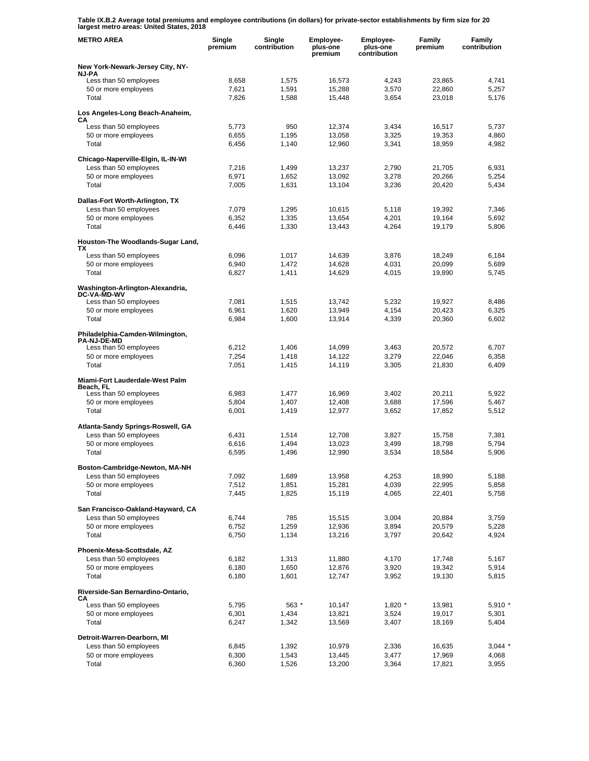**Table IX.B.2 Average total premiums and employee contributions (in dollars) for private-sector establishments by firm size for 20 largest metro areas: United States, 2018**

| METRO AREA | Single premium | Single contribution | Employee-plus-one premium | Employee-plus-one contribution | Family premium | Family contribution |
|---|---|---|---|---|---|---|
| **New York-Newark-Jersey City, NY-NJ-PA** | | | | | | |
| Less than 50 employees | 8,658 | 1,575 | 16,573 | 4,243 | 23,865 | 4,741 |
| 50 or more employees | 7,621 | 1,591 | 15,288 | 3,570 | 22,860 | 5,257 |
| Total | 7,826 | 1,588 | 15,448 | 3,654 | 23,018 | 5,176 |
| **Los Angeles-Long Beach-Anaheim, CA** | | | | | | |
| Less than 50 employees | 5,773 | 950 | 12,374 | 3,434 | 16,517 | 5,737 |
| 50 or more employees | 6,655 | 1,195 | 13,058 | 3,325 | 19,353 | 4,860 |
| Total | 6,456 | 1,140 | 12,960 | 3,341 | 18,959 | 4,982 |
| **Chicago-Naperville-Elgin, IL-IN-WI** | | | | | | |
| Less than 50 employees | 7,216 | 1,499 | 13,237 | 2,790 | 21,705 | 6,931 |
| 50 or more employees | 6,971 | 1,652 | 13,092 | 3,278 | 20,266 | 5,254 |
| Total | 7,005 | 1,631 | 13,104 | 3,236 | 20,420 | 5,434 |
| **Dallas-Fort Worth-Arlington, TX** | | | | | | |
| Less than 50 employees | 7,079 | 1,295 | 10,615 | 5,118 | 19,392 | 7,346 |
| 50 or more employees | 6,352 | 1,335 | 13,654 | 4,201 | 19,164 | 5,692 |
| Total | 6,446 | 1,330 | 13,443 | 4,264 | 19,179 | 5,806 |
| **Houston-The Woodlands-Sugar Land, TX** | | | | | | |
| Less than 50 employees | 6,096 | 1,017 | 14,639 | 3,876 | 18,249 | 6,184 |
| 50 or more employees | 6,940 | 1,472 | 14,628 | 4,031 | 20,099 | 5,689 |
| Total | 6,827 | 1,411 | 14,629 | 4,015 | 19,890 | 5,745 |
| **Washington-Arlington-Alexandria, DC-VA-MD-WV** | | | | | | |
| Less than 50 employees | 7,081 | 1,515 | 13,742 | 5,232 | 19,927 | 8,486 |
| 50 or more employees | 6,961 | 1,620 | 13,949 | 4,154 | 20,423 | 6,325 |
| Total | 6,984 | 1,600 | 13,914 | 4,339 | 20,360 | 6,602 |
| **Philadelphia-Camden-Wilmington, PA-NJ-DE-MD** | | | | | | |
| Less than 50 employees | 6,212 | 1,406 | 14,099 | 3,463 | 20,572 | 6,707 |
| 50 or more employees | 7,254 | 1,418 | 14,122 | 3,279 | 22,046 | 6,358 |
| Total | 7,051 | 1,415 | 14,119 | 3,305 | 21,830 | 6,409 |
| **Miami-Fort Lauderdale-West Palm Beach, FL** | | | | | | |
| Less than 50 employees | 6,983 | 1,477 | 16,969 | 3,402 | 20,211 | 5,922 |
| 50 or more employees | 5,804 | 1,407 | 12,408 | 3,688 | 17,596 | 5,467 |
| Total | 6,001 | 1,419 | 12,977 | 3,652 | 17,852 | 5,512 |
| **Atlanta-Sandy Springs-Roswell, GA** | | | | | | |
| Less than 50 employees | 6,431 | 1,514 | 12,708 | 3,827 | 15,758 | 7,381 |
| 50 or more employees | 6,616 | 1,494 | 13,023 | 3,499 | 18,798 | 5,794 |
| Total | 6,595 | 1,496 | 12,990 | 3,534 | 18,584 | 5,906 |
| **Boston-Cambridge-Newton, MA-NH** | | | | | | |
| Less than 50 employees | 7,092 | 1,689 | 13,958 | 4,253 | 18,990 | 5,188 |
| 50 or more employees | 7,512 | 1,851 | 15,281 | 4,039 | 22,995 | 5,858 |
| Total | 7,445 | 1,825 | 15,119 | 4,065 | 22,401 | 5,758 |
| **San Francisco-Oakland-Hayward, CA** | | | | | | |
| Less than 50 employees | 6,744 | 785 | 15,515 | 3,004 | 20,884 | 3,759 |
| 50 or more employees | 6,752 | 1,259 | 12,936 | 3,894 | 20,579 | 5,228 |
| Total | 6,750 | 1,134 | 13,216 | 3,797 | 20,642 | 4,924 |
| **Phoenix-Mesa-Scottsdale, AZ** | | | | | | |
| Less than 50 employees | 6,182 | 1,313 | 11,880 | 4,170 | 17,748 | 5,167 |
| 50 or more employees | 6,180 | 1,650 | 12,876 | 3,920 | 19,342 | 5,914 |
| Total | 6,180 | 1,601 | 12,747 | 3,952 | 19,130 | 5,815 |
| **Riverside-San Bernardino-Ontario, CA** | | | | | | |
| Less than 50 employees | 5,795 | 563 * | 10,147 | 1,820 * | 13,981 | 5,910 * |
| 50 or more employees | 6,301 | 1,434 | 13,821 | 3,524 | 19,017 | 5,301 |
| Total | 6,247 | 1,342 | 13,569 | 3,407 | 18,169 | 5,404 |
| **Detroit-Warren-Dearborn, MI** | | | | | | |
| Less than 50 employees | 6,845 | 1,392 | 10,979 | 2,336 | 16,635 | 3,044 * |
| 50 or more employees | 6,300 | 1,543 | 13,445 | 3,477 | 17,969 | 4,068 |
| Total | 6,360 | 1,526 | 13,200 | 3,364 | 17,821 | 3,955 |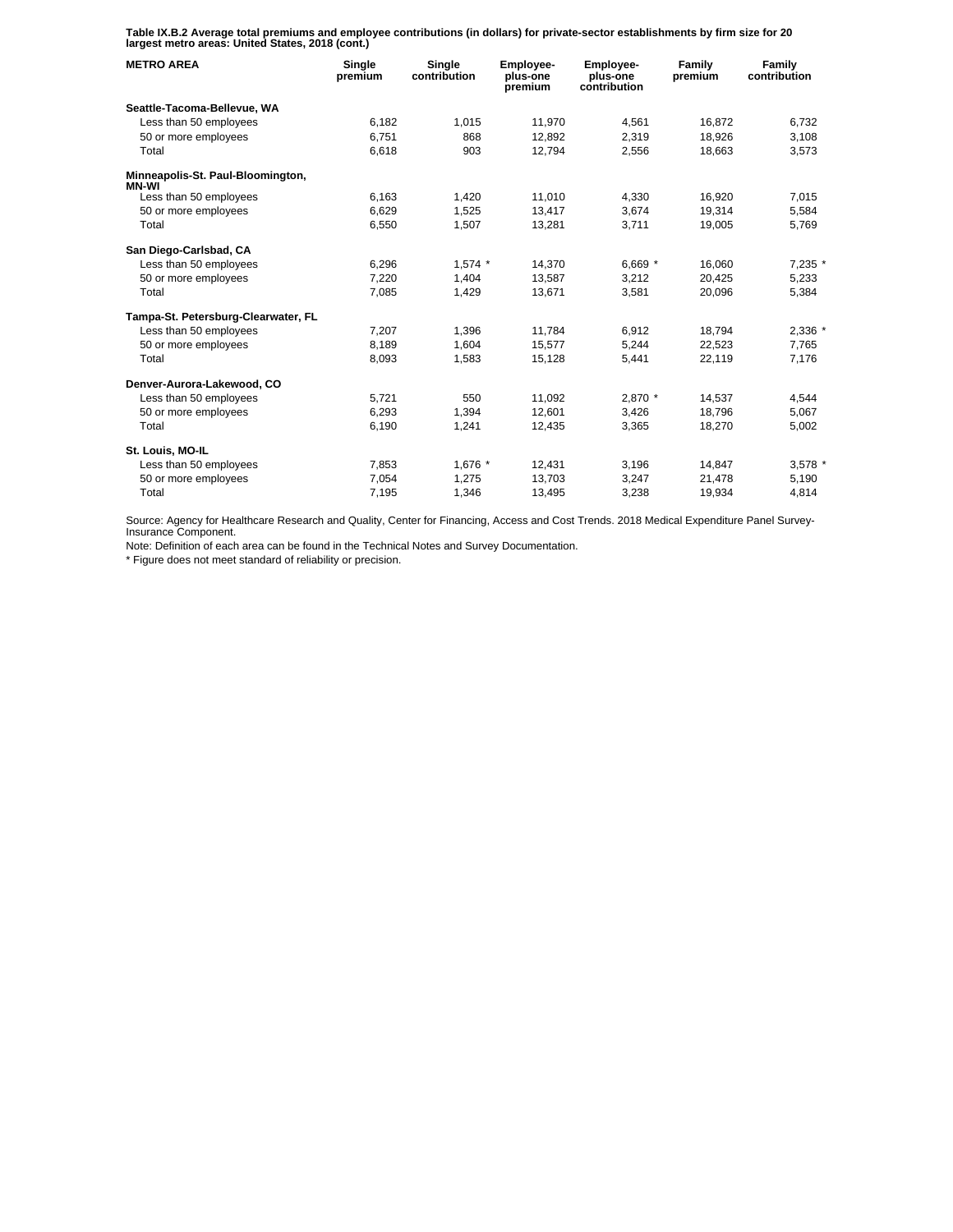**Table IX.B.2 Average total premiums and employee contributions (in dollars) for private-sector establishments by firm size for 20 largest metro areas: United States, 2018 (cont.)**

| METRO AREA | Single premium | Single contribution | Employee-plus-one premium | Employee-plus-one contribution | Family premium | Family contribution |
|---|---|---|---|---|---|---|
| **Seattle-Tacoma-Bellevue, WA** | | | | | | |
| Less than 50 employees | 6,182 | 1,015 | 11,970 | 4,561 | 16,872 | 6,732 |
| 50 or more employees | 6,751 | 868 | 12,892 | 2,319 | 18,926 | 3,108 |
| Total | 6,618 | 903 | 12,794 | 2,556 | 18,663 | 3,573 |
| **Minneapolis-St. Paul-Bloomington, MN-WI** | | | | | | |
| Less than 50 employees | 6,163 | 1,420 | 11,010 | 4,330 | 16,920 | 7,015 |
| 50 or more employees | 6,629 | 1,525 | 13,417 | 3,674 | 19,314 | 5,584 |
| Total | 6,550 | 1,507 | 13,281 | 3,711 | 19,005 | 5,769 |
| **San Diego-Carlsbad, CA** | | | | | | |
| Less than 50 employees | 6,296 | 1,574 * | 14,370 | 6,669 * | 16,060 | 7,235 * |
| 50 or more employees | 7,220 | 1,404 | 13,587 | 3,212 | 20,425 | 5,233 |
| Total | 7,085 | 1,429 | 13,671 | 3,581 | 20,096 | 5,384 |
| **Tampa-St. Petersburg-Clearwater, FL** | | | | | | |
| Less than 50 employees | 7,207 | 1,396 | 11,784 | 6,912 | 18,794 | 2,336 * |
| 50 or more employees | 8,189 | 1,604 | 15,577 | 5,244 | 22,523 | 7,765 |
| Total | 8,093 | 1,583 | 15,128 | 5,441 | 22,119 | 7,176 |
| **Denver-Aurora-Lakewood, CO** | | | | | | |
| Less than 50 employees | 5,721 | 550 | 11,092 | 2,870 * | 14,537 | 4,544 |
| 50 or more employees | 6,293 | 1,394 | 12,601 | 3,426 | 18,796 | 5,067 |
| Total | 6,190 | 1,241 | 12,435 | 3,365 | 18,270 | 5,002 |
| **St. Louis, MO-IL** | | | | | | |
| Less than 50 employees | 7,853 | 1,676 * | 12,431 | 3,196 | 14,847 | 3,578 * |
| 50 or more employees | 7,054 | 1,275 | 13,703 | 3,247 | 21,478 | 5,190 |
| Total | 7,195 | 1,346 | 13,495 | 3,238 | 19,934 | 4,814 |

Source: Agency for Healthcare Research and Quality, Center for Financing, Access and Cost Trends. 2018 Medical Expenditure Panel Survey-Insurance Component.

Note: Definition of each area can be found in the Technical Notes and Survey Documentation.

\* Figure does not meet standard of reliability or precision.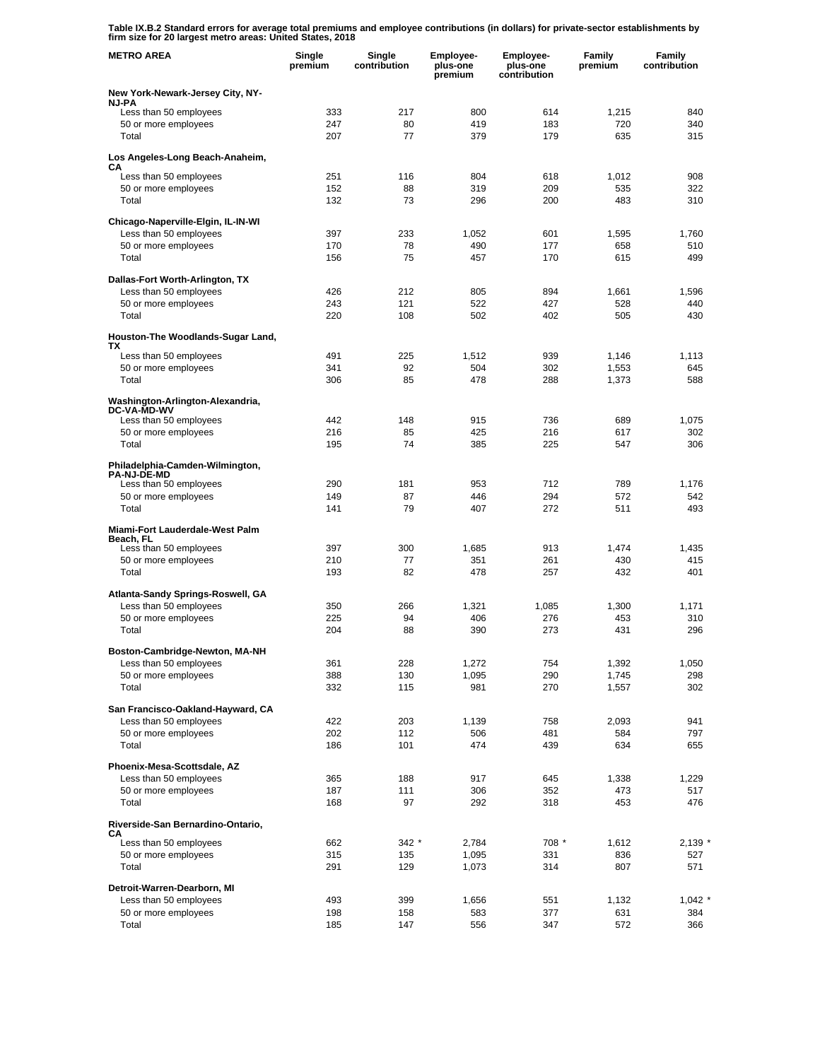**Table IX.B.2 Standard errors for average total premiums and employee contributions (in dollars) for private-sector establishments by firm size for 20 largest metro areas: United States, 2018**

| METRO AREA | Single premium | Single contribution | Employee-plus-one premium | Employee-plus-one contribution | Family premium | Family contribution |
|---|---|---|---|---|---|---|
| **New York-Newark-Jersey City, NY-NJ-PA** | | | | | | |
| Less than 50 employees | 333 | 217 | 800 | 614 | 1,215 | 840 |
| 50 or more employees | 247 | 80 | 419 | 183 | 720 | 340 |
| Total | 207 | 77 | 379 | 179 | 635 | 315 |
| **Los Angeles-Long Beach-Anaheim, CA** | | | | | | |
| Less than 50 employees | 251 | 116 | 804 | 618 | 1,012 | 908 |
| 50 or more employees | 152 | 88 | 319 | 209 | 535 | 322 |
| Total | 132 | 73 | 296 | 200 | 483 | 310 |
| **Chicago-Naperville-Elgin, IL-IN-WI** | | | | | | |
| Less than 50 employees | 397 | 233 | 1,052 | 601 | 1,595 | 1,760 |
| 50 or more employees | 170 | 78 | 490 | 177 | 658 | 510 |
| Total | 156 | 75 | 457 | 170 | 615 | 499 |
| **Dallas-Fort Worth-Arlington, TX** | | | | | | |
| Less than 50 employees | 426 | 212 | 805 | 894 | 1,661 | 1,596 |
| 50 or more employees | 243 | 121 | 522 | 427 | 528 | 440 |
| Total | 220 | 108 | 502 | 402 | 505 | 430 |
| **Houston-The Woodlands-Sugar Land, TX** | | | | | | |
| Less than 50 employees | 491 | 225 | 1,512 | 939 | 1,146 | 1,113 |
| 50 or more employees | 341 | 92 | 504 | 302 | 1,553 | 645 |
| Total | 306 | 85 | 478 | 288 | 1,373 | 588 |
| **Washington-Arlington-Alexandria, DC-VA-MD-WV** | | | | | | |
| Less than 50 employees | 442 | 148 | 915 | 736 | 689 | 1,075 |
| 50 or more employees | 216 | 85 | 425 | 216 | 617 | 302 |
| Total | 195 | 74 | 385 | 225 | 547 | 306 |
| **Philadelphia-Camden-Wilmington, PA-NJ-DE-MD** | | | | | | |
| Less than 50 employees | 290 | 181 | 953 | 712 | 789 | 1,176 |
| 50 or more employees | 149 | 87 | 446 | 294 | 572 | 542 |
| Total | 141 | 79 | 407 | 272 | 511 | 493 |
| **Miami-Fort Lauderdale-West Palm Beach, FL** | | | | | | |
| Less than 50 employees | 397 | 300 | 1,685 | 913 | 1,474 | 1,435 |
| 50 or more employees | 210 | 77 | 351 | 261 | 430 | 415 |
| Total | 193 | 82 | 478 | 257 | 432 | 401 |
| **Atlanta-Sandy Springs-Roswell, GA** | | | | | | |
| Less than 50 employees | 350 | 266 | 1,321 | 1,085 | 1,300 | 1,171 |
| 50 or more employees | 225 | 94 | 406 | 276 | 453 | 310 |
| Total | 204 | 88 | 390 | 273 | 431 | 296 |
| **Boston-Cambridge-Newton, MA-NH** | | | | | | |
| Less than 50 employees | 361 | 228 | 1,272 | 754 | 1,392 | 1,050 |
| 50 or more employees | 388 | 130 | 1,095 | 290 | 1,745 | 298 |
| Total | 332 | 115 | 981 | 270 | 1,557 | 302 |
| **San Francisco-Oakland-Hayward, CA** | | | | | | |
| Less than 50 employees | 422 | 203 | 1,139 | 758 | 2,093 | 941 |
| 50 or more employees | 202 | 112 | 506 | 481 | 584 | 797 |
| Total | 186 | 101 | 474 | 439 | 634 | 655 |
| **Phoenix-Mesa-Scottsdale, AZ** | | | | | | |
| Less than 50 employees | 365 | 188 | 917 | 645 | 1,338 | 1,229 |
| 50 or more employees | 187 | 111 | 306 | 352 | 473 | 517 |
| Total | 168 | 97 | 292 | 318 | 453 | 476 |
| **Riverside-San Bernardino-Ontario, CA** | | | | | | |
| Less than 50 employees | 662 | 342 * | 2,784 | 708 * | 1,612 | 2,139 * |
| 50 or more employees | 315 | 135 | 1,095 | 331 | 836 | 527 |
| Total | 291 | 129 | 1,073 | 314 | 807 | 571 |
| **Detroit-Warren-Dearborn, MI** | | | | | | |
| Less than 50 employees | 493 | 399 | 1,656 | 551 | 1,132 | 1,042 * |
| 50 or more employees | 198 | 158 | 583 | 377 | 631 | 384 |
| Total | 185 | 147 | 556 | 347 | 572 | 366 |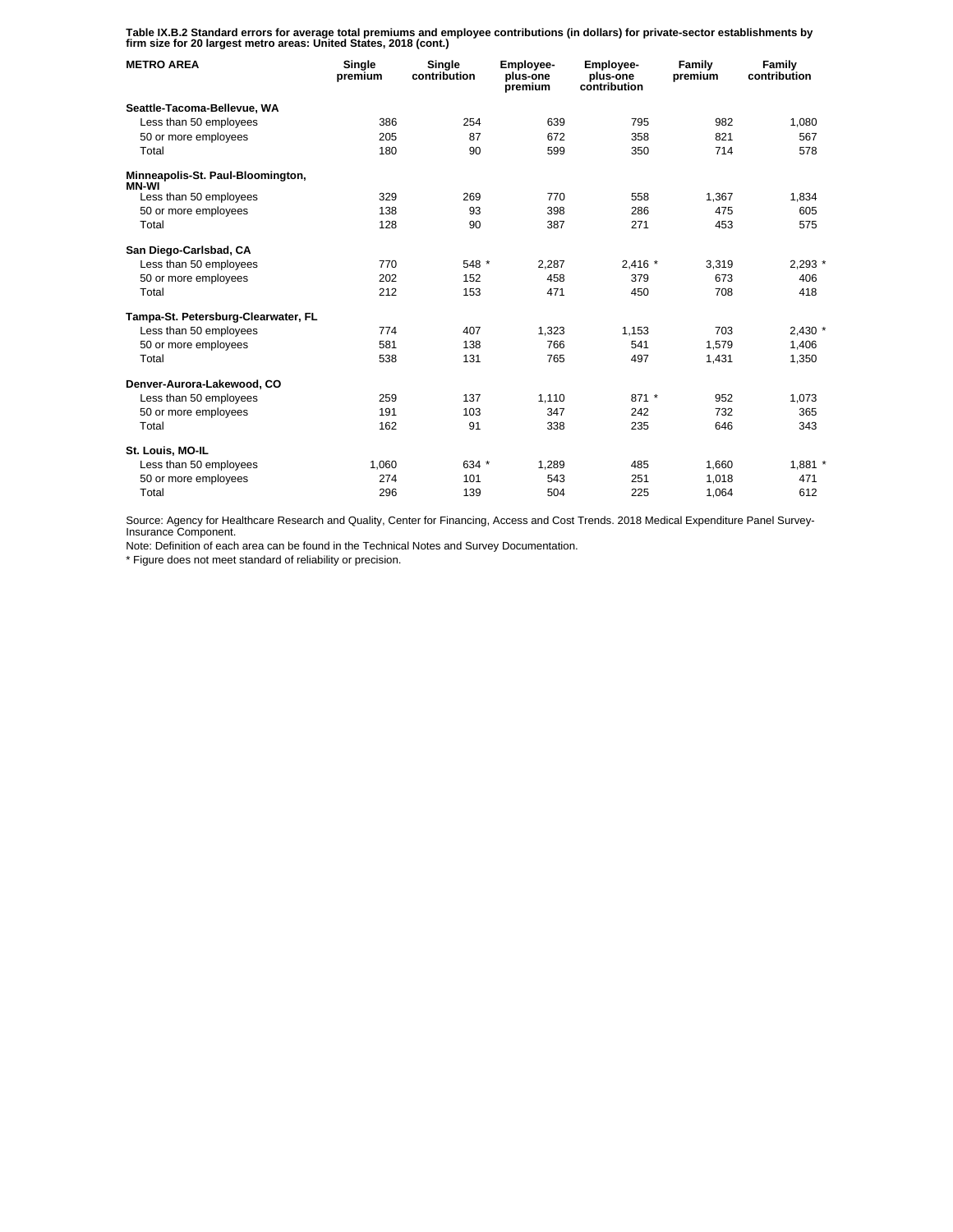**Table IX.B.2 Standard errors for average total premiums and employee contributions (in dollars) for private-sector establishments by firm size for 20 largest metro areas: United States, 2018 (cont.)**

| METRO AREA | Single premium | Single contribution | Employee-plus-one premium | Employee-plus-one contribution | Family premium | Family contribution |
|---|---|---|---|---|---|---|
| **Seattle-Tacoma-Bellevue, WA** | | | | | | |
| Less than 50 employees | 386 | 254 | 639 | 795 | 982 | 1,080 |
| 50 or more employees | 205 | 87 | 672 | 358 | 821 | 567 |
| Total | 180 | 90 | 599 | 350 | 714 | 578 |
| **Minneapolis-St. Paul-Bloomington, MN-WI** | | | | | | |
| Less than 50 employees | 329 | 269 | 770 | 558 | 1,367 | 1,834 |
| 50 or more employees | 138 | 93 | 398 | 286 | 475 | 605 |
| Total | 128 | 90 | 387 | 271 | 453 | 575 |
| **San Diego-Carlsbad, CA** | | | | | | |
| Less than 50 employees | 770 | 548 * | 2,287 | 2,416 * | 3,319 | 2,293 * |
| 50 or more employees | 202 | 152 | 458 | 379 | 673 | 406 |
| Total | 212 | 153 | 471 | 450 | 708 | 418 |
| **Tampa-St. Petersburg-Clearwater, FL** | | | | | | |
| Less than 50 employees | 774 | 407 | 1,323 | 1,153 | 703 | 2,430 * |
| 50 or more employees | 581 | 138 | 766 | 541 | 1,579 | 1,406 |
| Total | 538 | 131 | 765 | 497 | 1,431 | 1,350 |
| **Denver-Aurora-Lakewood, CO** | | | | | | |
| Less than 50 employees | 259 | 137 | 1,110 | 871 * | 952 | 1,073 |
| 50 or more employees | 191 | 103 | 347 | 242 | 732 | 365 |
| Total | 162 | 91 | 338 | 235 | 646 | 343 |
| **St. Louis, MO-IL** | | | | | | |
| Less than 50 employees | 1,060 | 634 * | 1,289 | 485 | 1,660 | 1,881 * |
| 50 or more employees | 274 | 101 | 543 | 251 | 1,018 | 471 |
| Total | 296 | 139 | 504 | 225 | 1,064 | 612 |

Source: Agency for Healthcare Research and Quality, Center for Financing, Access and Cost Trends. 2018 Medical Expenditure Panel Survey-Insurance Component.

Note: Definition of each area can be found in the Technical Notes and Survey Documentation.

* Figure does not meet standard of reliability or precision.